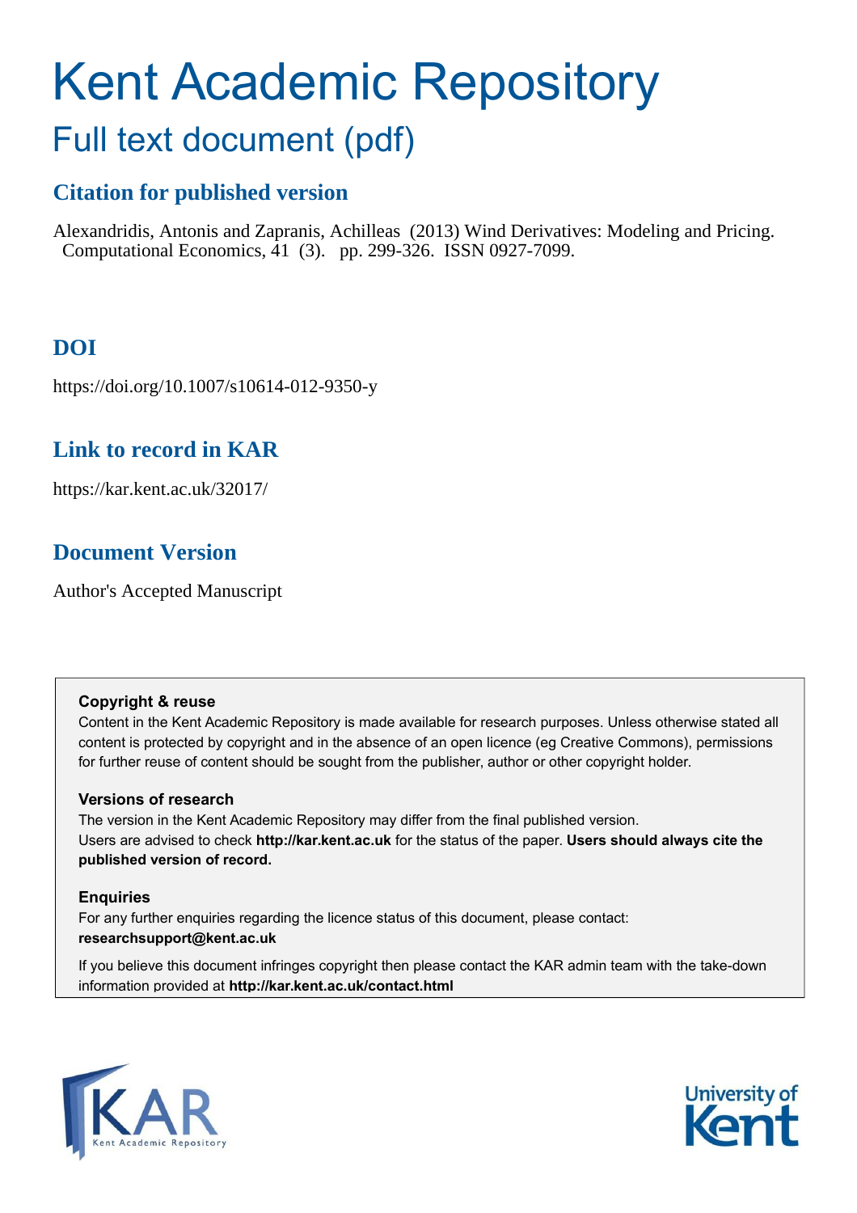# Kent Academic Repository

## Full text document (pdf)

### Citation for published version

Alexandridis, Antonis and Zapranis, Achilleas (2013) Wind Derivatives: Modeling and Pricing. Computational Economics, 41 (3). pp. 299-326. ISSN 0927-7099.

### DOI

https://doi.org/10.1007/s10614-012-9350-y

### Link to record in KAR

https://kar.kent.ac.uk/32017/

### Document Version

Author's Accepted Manuscript

**Copyright & reuse**

Content in the Kent Academic Repository is made available for research purposes. Unless otherwise stated all content is protected by copyright and in the absence of an open licence (eg Creative Commons), permissions for further reuse of content should be sought from the publisher, author or other copyright holder.

**Versions of research**

The version in the Kent Academic Repository may differ from the final published version. Users are advised to check **http://kar.kent.ac.uk** for the status of the paper. **Users should always cite the published version of record.**

**Enquiries**

For any further enquiries regarding the licence status of this document, please contact: **researchsupport@kent.ac.uk**

If you believe this document infringes copyright then please contact the KAR admin team with the take-down information provided at **http://kar.kent.ac.uk/contact.html**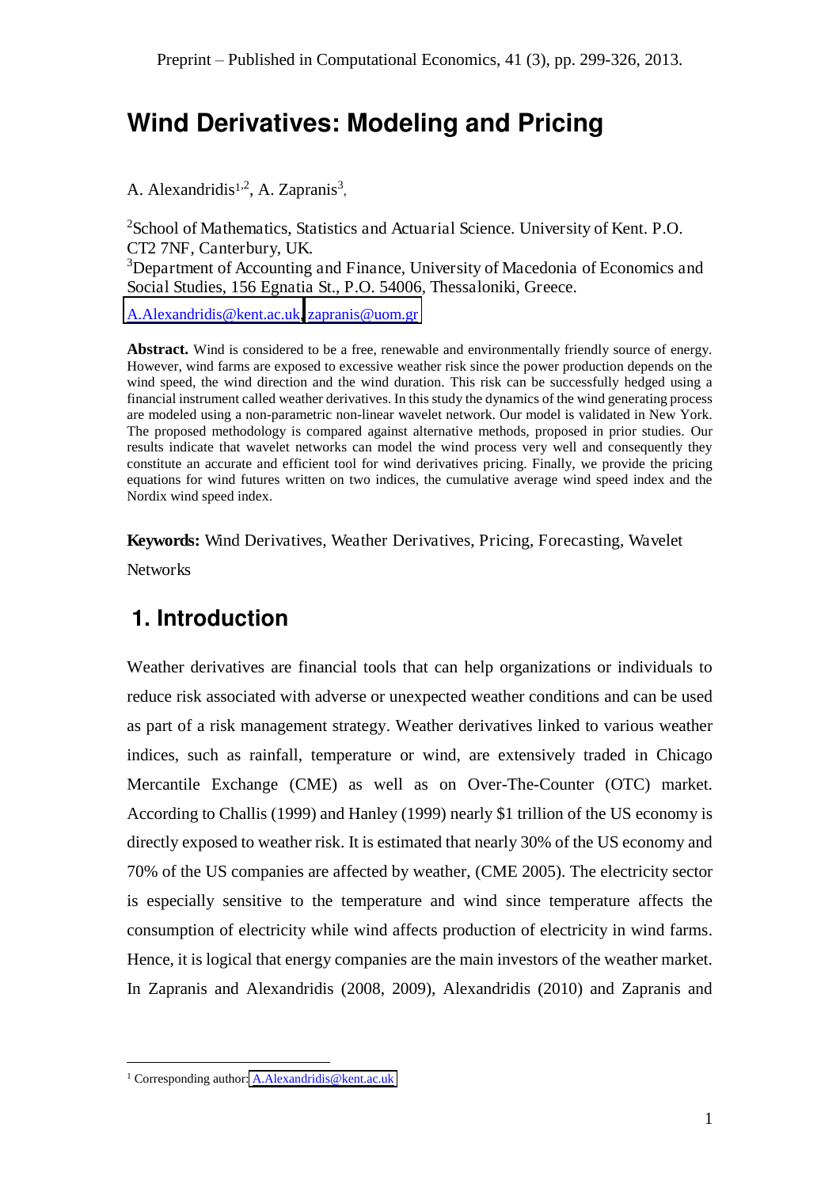Preprint – Published in Computational Economics, 41 (3), pp. 299-326, 2013.

# Wind Derivatives: Modeling and Pricing

A. Alexandridis[1,2], A. Zapranis[3],

[2]School of Mathematics, Statistics and Actuarial Science. University of Kent. P.O. CT2 7NF, Canterbury, UK.
[3]Department of Accounting and Finance, University of Macedonia of Economics and Social Studies, 156 Egnatia St., P.O. 54006, Thessaloniki, Greece.

A.Alexandridis@kent.ac.uk, zapranis@uom.gr

**Abstract.** Wind is considered to be a free, renewable and environmentally friendly source of energy. However, wind farms are exposed to excessive weather risk since the power production depends on the wind speed, the wind direction and the wind duration. This risk can be successfully hedged using a financial instrument called weather derivatives. In this study the dynamics of the wind generating process are modeled using a non-parametric non-linear wavelet network. Our model is validated in New York. The proposed methodology is compared against alternative methods, proposed in prior studies. Our results indicate that wavelet networks can model the wind process very well and consequently they constitute an accurate and efficient tool for wind derivatives pricing. Finally, we provide the pricing equations for wind futures written on two indices, the cumulative average wind speed index and the Nordix wind speed index.

**Keywords:** Wind Derivatives, Weather Derivatives, Pricing, Forecasting, Wavelet Networks

## 1. Introduction

Weather derivatives are financial tools that can help organizations or individuals to reduce risk associated with adverse or unexpected weather conditions and can be used as part of a risk management strategy. Weather derivatives linked to various weather indices, such as rainfall, temperature or wind, are extensively traded in Chicago Mercantile Exchange (CME) as well as on Over-The-Counter (OTC) market. According to Challis (1999) and Hanley (1999) nearly $1 trillion of the US economy is directly exposed to weather risk. It is estimated that nearly 30% of the US economy and 70% of the US companies are affected by weather, (CME 2005). The electricity sector is especially sensitive to the temperature and wind since temperature affects the consumption of electricity while wind affects production of electricity in wind farms. Hence, it is logical that energy companies are the main investors of the weather market. In Zapranis and Alexandridis (2008, 2009), Alexandridis (2010) and Zapranis and

[1] Corresponding author: A.Alexandridis@kent.ac.uk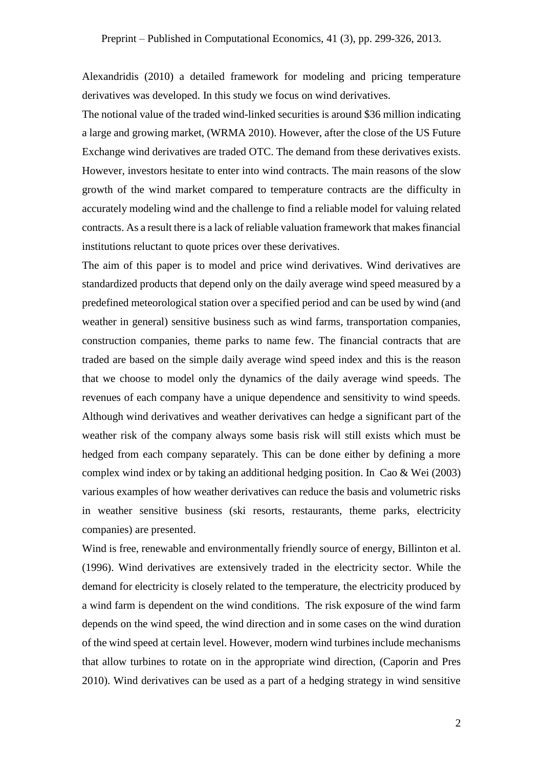Alexandridis (2010) a detailed framework for modeling and pricing temperature derivatives was developed. In this study we focus on wind derivatives.

The notional value of the traded wind-linked securities is around $36 million indicating a large and growing market, (WRMA 2010). However, after the close of the US Future Exchange wind derivatives are traded OTC. The demand from these derivatives exists. However, investors hesitate to enter into wind contracts. The main reasons of the slow growth of the wind market compared to temperature contracts are the difficulty in accurately modeling wind and the challenge to find a reliable model for valuing related contracts. As a result there is a lack of reliable valuation framework that makes financial institutions reluctant to quote prices over these derivatives.

The aim of this paper is to model and price wind derivatives. Wind derivatives are standardized products that depend only on the daily average wind speed measured by a predefined meteorological station over a specified period and can be used by wind (and weather in general) sensitive business such as wind farms, transportation companies, construction companies, theme parks to name few. The financial contracts that are traded are based on the simple daily average wind speed index and this is the reason that we choose to model only the dynamics of the daily average wind speeds. The revenues of each company have a unique dependence and sensitivity to wind speeds. Although wind derivatives and weather derivatives can hedge a significant part of the weather risk of the company always some basis risk will still exists which must be hedged from each company separately. This can be done either by defining a more complex wind index or by taking an additional hedging position. In Cao & Wei (2003) various examples of how weather derivatives can reduce the basis and volumetric risks in weather sensitive business (ski resorts, restaurants, theme parks, electricity companies) are presented.

Wind is free, renewable and environmentally friendly source of energy, Billinton et al. (1996). Wind derivatives are extensively traded in the electricity sector. While the demand for electricity is closely related to the temperature, the electricity produced by a wind farm is dependent on the wind conditions. The risk exposure of the wind farm depends on the wind speed, the wind direction and in some cases on the wind duration of the wind speed at certain level. However, modern wind turbines include mechanisms that allow turbines to rotate on in the appropriate wind direction, (Caporin and Pres 2010). Wind derivatives can be used as a part of a hedging strategy in wind sensitive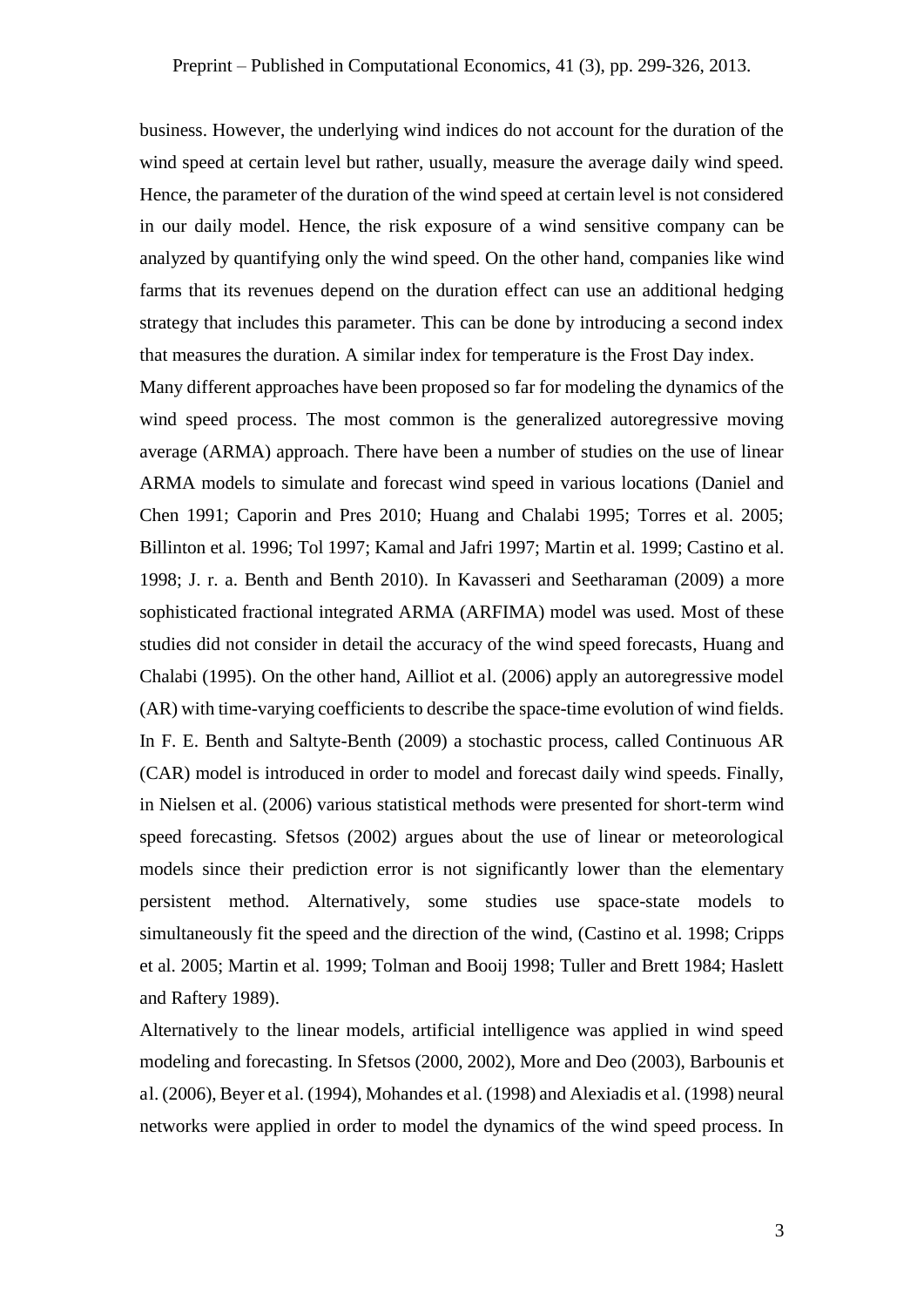business. However, the underlying wind indices do not account for the duration of the wind speed at certain level but rather, usually, measure the average daily wind speed. Hence, the parameter of the duration of the wind speed at certain level is not considered in our daily model. Hence, the risk exposure of a wind sensitive company can be analyzed by quantifying only the wind speed. On the other hand, companies like wind farms that its revenues depend on the duration effect can use an additional hedging strategy that includes this parameter. This can be done by introducing a second index that measures the duration. A similar index for temperature is the Frost Day index.

Many different approaches have been proposed so far for modeling the dynamics of the wind speed process. The most common is the generalized autoregressive moving average (ARMA) approach. There have been a number of studies on the use of linear ARMA models to simulate and forecast wind speed in various locations (Daniel and Chen 1991; Caporin and Pres 2010; Huang and Chalabi 1995; Torres et al. 2005; Billinton et al. 1996; Tol 1997; Kamal and Jafri 1997; Martin et al. 1999; Castino et al. 1998; J. r. a. Benth and Benth 2010). In Kavasseri and Seetharaman (2009) a more sophisticated fractional integrated ARMA (ARFIMA) model was used. Most of these studies did not consider in detail the accuracy of the wind speed forecasts, Huang and Chalabi (1995). On the other hand, Ailliot et al. (2006) apply an autoregressive model (AR) with time-varying coefficients to describe the space-time evolution of wind fields. In F. E. Benth and Saltyte-Benth (2009) a stochastic process, called Continuous AR (CAR) model is introduced in order to model and forecast daily wind speeds. Finally, in Nielsen et al. (2006) various statistical methods were presented for short-term wind speed forecasting. Sfetsos (2002) argues about the use of linear or meteorological models since their prediction error is not significantly lower than the elementary persistent method. Alternatively, some studies use space-state models to simultaneously fit the speed and the direction of the wind, (Castino et al. 1998; Cripps et al. 2005; Martin et al. 1999; Tolman and Booij 1998; Tuller and Brett 1984; Haslett and Raftery 1989).

Alternatively to the linear models, artificial intelligence was applied in wind speed modeling and forecasting. In Sfetsos (2000, 2002), More and Deo (2003), Barbounis et al. (2006), Beyer et al. (1994), Mohandes et al. (1998) and Alexiadis et al. (1998) neural networks were applied in order to model the dynamics of the wind speed process. In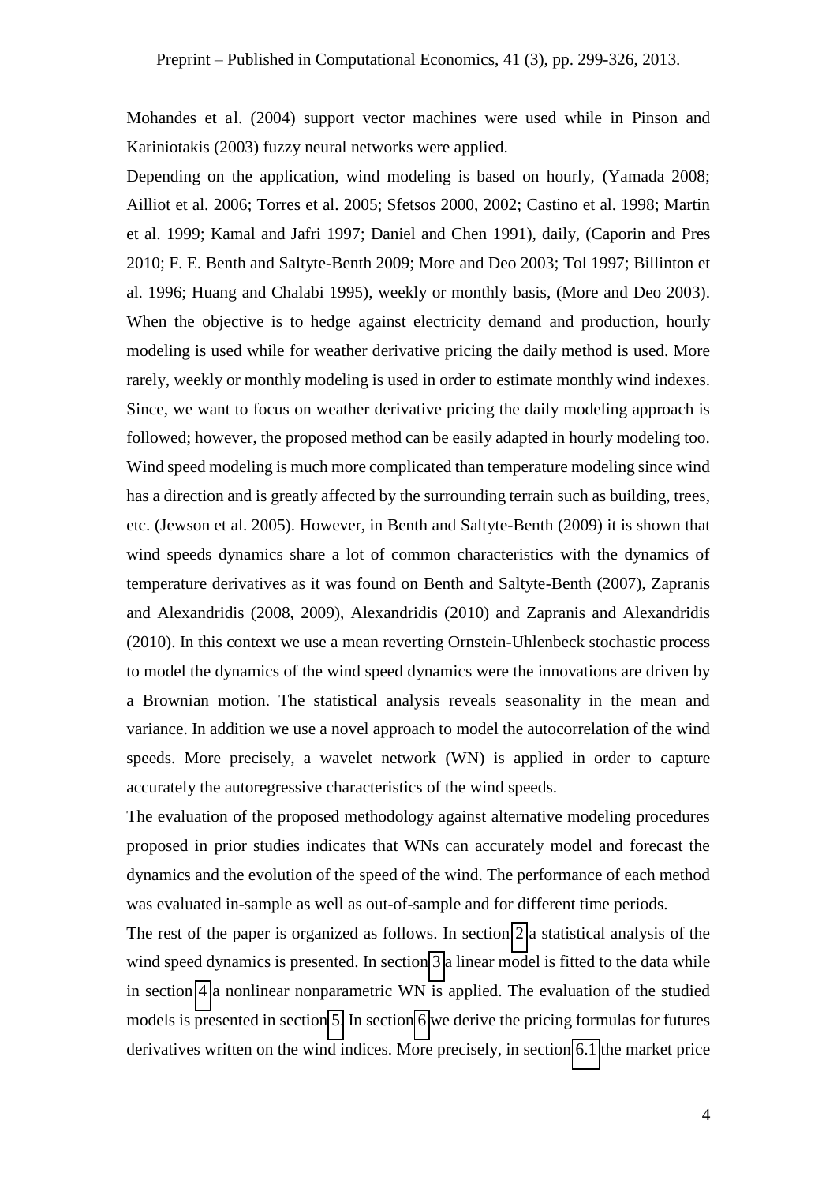Mohandes et al. (2004) support vector machines were used while in Pinson and Kariniotakis (2003) fuzzy neural networks were applied.

Depending on the application, wind modeling is based on hourly, (Yamada 2008; Ailliot et al. 2006; Torres et al. 2005; Sfetsos 2000, 2002; Castino et al. 1998; Martin et al. 1999; Kamal and Jafri 1997; Daniel and Chen 1991), daily, (Caporin and Pres 2010; F. E. Benth and Saltyte-Benth 2009; More and Deo 2003; Tol 1997; Billinton et al. 1996; Huang and Chalabi 1995), weekly or monthly basis, (More and Deo 2003). When the objective is to hedge against electricity demand and production, hourly modeling is used while for weather derivative pricing the daily method is used. More rarely, weekly or monthly modeling is used in order to estimate monthly wind indexes. Since, we want to focus on weather derivative pricing the daily modeling approach is followed; however, the proposed method can be easily adapted in hourly modeling too.

Wind speed modeling is much more complicated than temperature modeling since wind has a direction and is greatly affected by the surrounding terrain such as building, trees, etc. (Jewson et al. 2005). However, in Benth and Saltyte-Benth (2009) it is shown that wind speeds dynamics share a lot of common characteristics with the dynamics of temperature derivatives as it was found on Benth and Saltyte-Benth (2007), Zapranis and Alexandridis (2008, 2009), Alexandridis (2010) and Zapranis and Alexandridis (2010). In this context we use a mean reverting Ornstein-Uhlenbeck stochastic process to model the dynamics of the wind speed dynamics were the innovations are driven by a Brownian motion. The statistical analysis reveals seasonality in the mean and variance. In addition we use a novel approach to model the autocorrelation of the wind speeds. More precisely, a wavelet network (WN) is applied in order to capture accurately the autoregressive characteristics of the wind speeds.

The evaluation of the proposed methodology against alternative modeling procedures proposed in prior studies indicates that WNs can accurately model and forecast the dynamics and the evolution of the speed of the wind. The performance of each method was evaluated in-sample as well as out-of-sample and for different time periods.

The rest of the paper is organized as follows. In section 2 a statistical analysis of the wind speed dynamics is presented. In section 3 a linear model is fitted to the data while in section 4 a nonlinear nonparametric WN is applied. The evaluation of the studied models is presented in section 5. In section 6 we derive the pricing formulas for futures derivatives written on the wind indices. More precisely, in section 6.1 the market price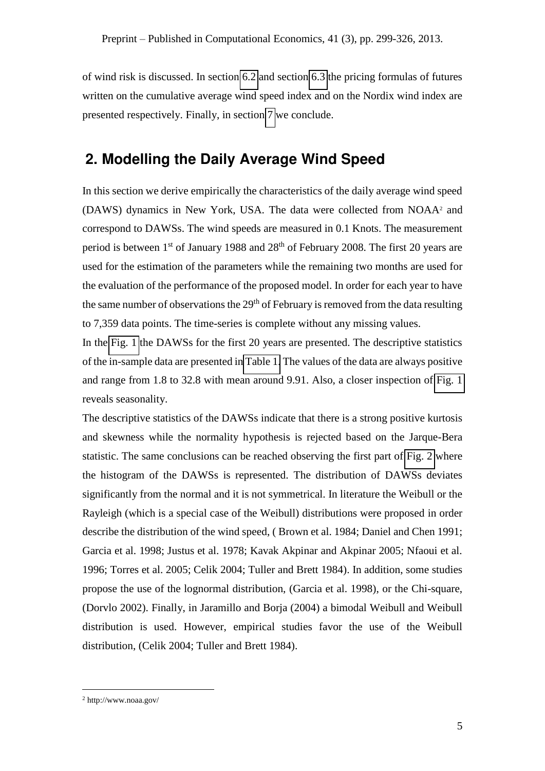of wind risk is discussed. In section 6.2 and section 6.3 the pricing formulas of futures written on the cumulative average wind speed index and on the Nordix wind index are presented respectively. Finally, in section 7 we conclude.

## 2. Modelling the Daily Average Wind Speed

In this section we derive empirically the characteristics of the daily average wind speed (DAWS) dynamics in New York, USA. The data were collected from NOAA[2] and correspond to DAWSs. The wind speeds are measured in 0.1 Knots. The measurement period is between 1st of January 1988 and 28th of February 2008. The first 20 years are used for the estimation of the parameters while the remaining two months are used for the evaluation of the performance of the proposed model. In order for each year to have the same number of observations the 29th of February is removed from the data resulting to 7,359 data points. The time-series is complete without any missing values.

In the Fig. 1 the DAWSs for the first 20 years are presented. The descriptive statistics of the in-sample data are presented in Table 1. The values of the data are always positive and range from 1.8 to 32.8 with mean around 9.91. Also, a closer inspection of Fig. 1 reveals seasonality.

The descriptive statistics of the DAWSs indicate that there is a strong positive kurtosis and skewness while the normality hypothesis is rejected based on the Jarque-Bera statistic. The same conclusions can be reached observing the first part of Fig. 2 where the histogram of the DAWSs is represented. The distribution of DAWSs deviates significantly from the normal and it is not symmetrical. In literature the Weibull or the Rayleigh (which is a special case of the Weibull) distributions were proposed in order describe the distribution of the wind speed, ( Brown et al. 1984; Daniel and Chen 1991; Garcia et al. 1998; Justus et al. 1978; Kavak Akpinar and Akpinar 2005; Nfaoui et al. 1996; Torres et al. 2005; Celik 2004; Tuller and Brett 1984). In addition, some studies propose the use of the lognormal distribution, (Garcia et al. 1998), or the Chi-square, (Dorvlo 2002). Finally, in Jaramillo and Borja (2004) a bimodal Weibull and Weibull distribution is used. However, empirical studies favor the use of the Weibull distribution, (Celik 2004; Tuller and Brett 1984).

[2] http://www.noaa.gov/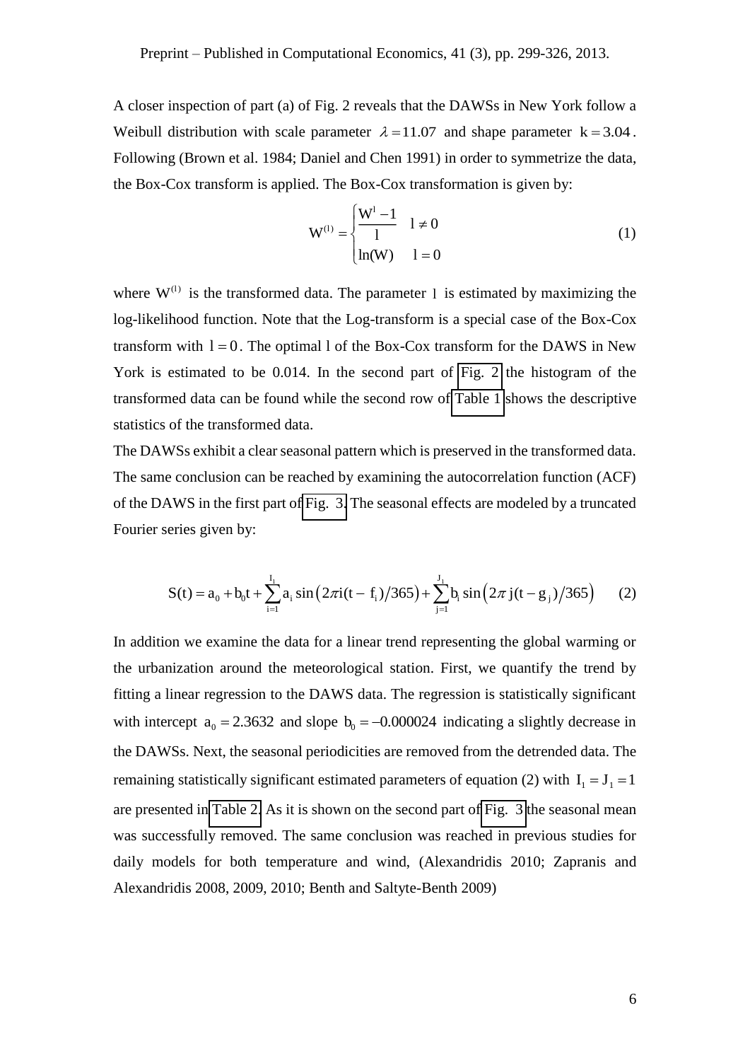A closer inspection of part (a) of Fig. 2 reveals that the DAWSs in New York follow a Weibull distribution with scale parameter $\lambda = 11.07$ and shape parameter $k = 3.04$. Following (Brown et al. 1984; Daniel and Chen 1991) in order to symmetrize the data, the Box-Cox transform is applied. The Box-Cox transformation is given by:

$$W^{(l)} = \begin{cases} \dfrac{W^{l} - 1}{l} & l \neq 0 \\ \ln(W) & l = 0 \end{cases} \tag{1}$$

where $W^{(l)}$ is the transformed data. The parameter $l$ is estimated by maximizing the log-likelihood function. Note that the Log-transform is a special case of the Box-Cox transform with $l = 0$. The optimal $l$ of the Box-Cox transform for the DAWS in New York is estimated to be 0.014. In the second part of Fig. 2 the histogram of the transformed data can be found while the second row of Table 1 shows the descriptive statistics of the transformed data.

The DAWSs exhibit a clear seasonal pattern which is preserved in the transformed data. The same conclusion can be reached by examining the autocorrelation function (ACF) of the DAWS in the first part of Fig. 3. The seasonal effects are modeled by a truncated Fourier series given by:

$$S(t) = a_0 + b_0 t + \sum_{i=1}^{I_1} a_i \sin\left(2\pi i(t - f_i)/365\right) + \sum_{j=1}^{J_1} b_i \sin\left(2\pi j(t - g_j)/365\right) \tag{2}$$

In addition we examine the data for a linear trend representing the global warming or the urbanization around the meteorological station. First, we quantify the trend by fitting a linear regression to the DAWS data. The regression is statistically significant with intercept $a_0 = 2.3632$ and slope $b_0 = -0.000024$ indicating a slightly decrease in the DAWSs. Next, the seasonal periodicities are removed from the detrended data. The remaining statistically significant estimated parameters of equation (2) with $I_1 = J_1 = 1$ are presented in Table 2. As it is shown on the second part of Fig. 3 the seasonal mean was successfully removed. The same conclusion was reached in previous studies for daily models for both temperature and wind, (Alexandridis 2010; Zapranis and Alexandridis 2008, 2009, 2010; Benth and Saltyte-Benth 2009)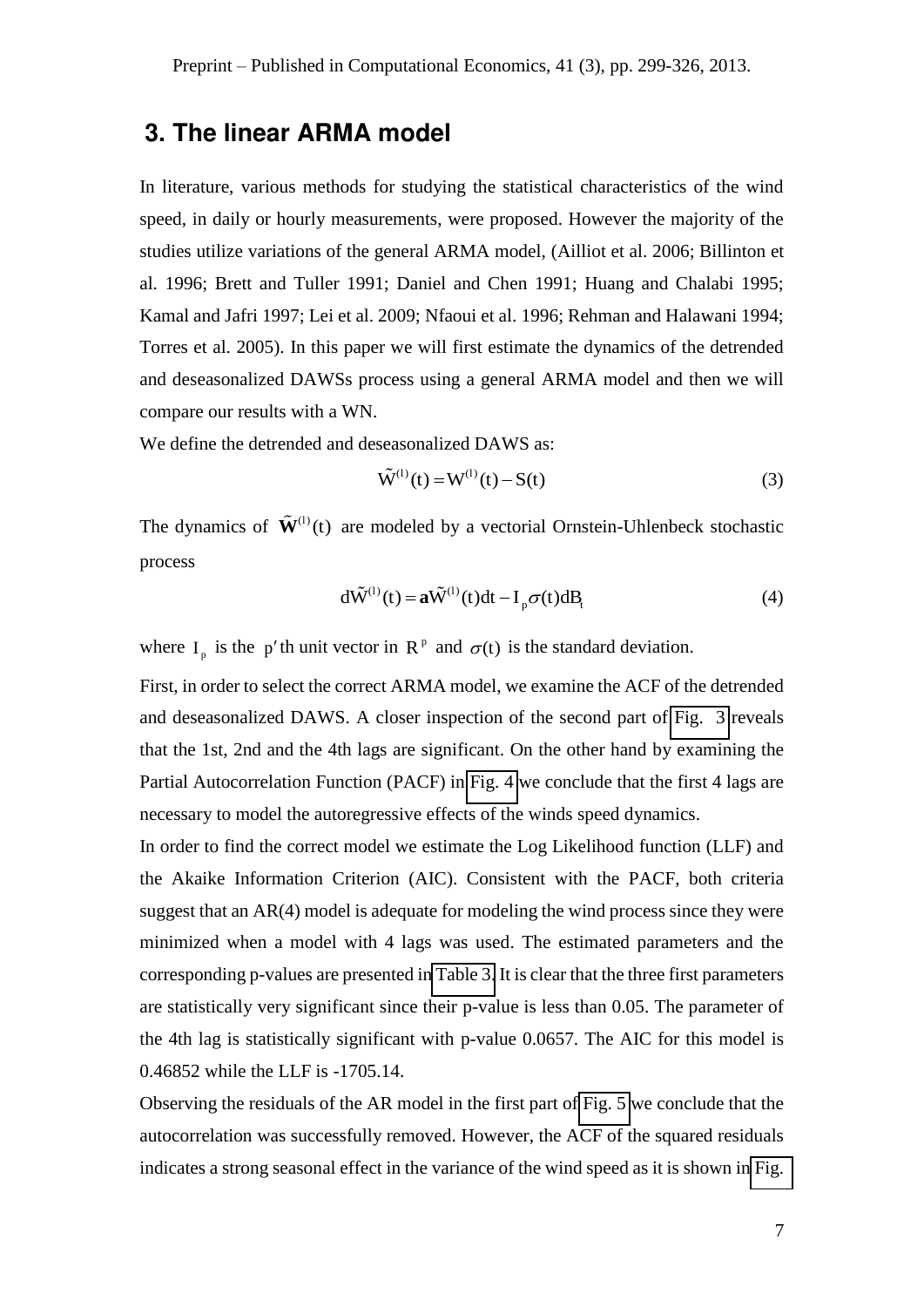## 3. The linear ARMA model

In literature, various methods for studying the statistical characteristics of the wind speed, in daily or hourly measurements, were proposed. However the majority of the studies utilize variations of the general ARMA model, (Ailliot et al. 2006; Billinton et al. 1996; Brett and Tuller 1991; Daniel and Chen 1991; Huang and Chalabi 1995; Kamal and Jafri 1997; Lei et al. 2009; Nfaoui et al. 1996; Rehman and Halawani 1994; Torres et al. 2005). In this paper we will first estimate the dynamics of the detrended and deseasonalized DAWSs process using a general ARMA model and then we will compare our results with a WN.

We define the detrended and deseasonalized DAWS as:

$$\tilde{W}^{(1)}(t) = W^{(1)}(t) - S(t) \tag{3}$$

The dynamics of $\tilde{\mathbf{W}}^{(1)}(t)$ are modeled by a vectorial Ornstein-Uhlenbeck stochastic process

$$d\tilde{W}^{(1)}(t) = \mathbf{a}\tilde{W}^{(1)}(t)dt - I_p\sigma(t)dB_t \tag{4}$$

where $I_p$ is the $p'$th unit vector in $R^p$ and $\sigma(t)$ is the standard deviation.

First, in order to select the correct ARMA model, we examine the ACF of the detrended and deseasonalized DAWS. A closer inspection of the second part of Fig. 3 reveals that the 1st, 2nd and the 4th lags are significant. On the other hand by examining the Partial Autocorrelation Function (PACF) in Fig. 4 we conclude that the first 4 lags are necessary to model the autoregressive effects of the winds speed dynamics.

In order to find the correct model we estimate the Log Likelihood function (LLF) and the Akaike Information Criterion (AIC). Consistent with the PACF, both criteria suggest that an AR(4) model is adequate for modeling the wind process since they were minimized when a model with 4 lags was used. The estimated parameters and the corresponding p-values are presented in Table 3. It is clear that the three first parameters are statistically very significant since their p-value is less than 0.05. The parameter of the 4th lag is statistically significant with p-value 0.0657. The AIC for this model is 0.46852 while the LLF is -1705.14.

Observing the residuals of the AR model in the first part of Fig. 5 we conclude that the autocorrelation was successfully removed. However, the ACF of the squared residuals indicates a strong seasonal effect in the variance of the wind speed as it is shown in Fig.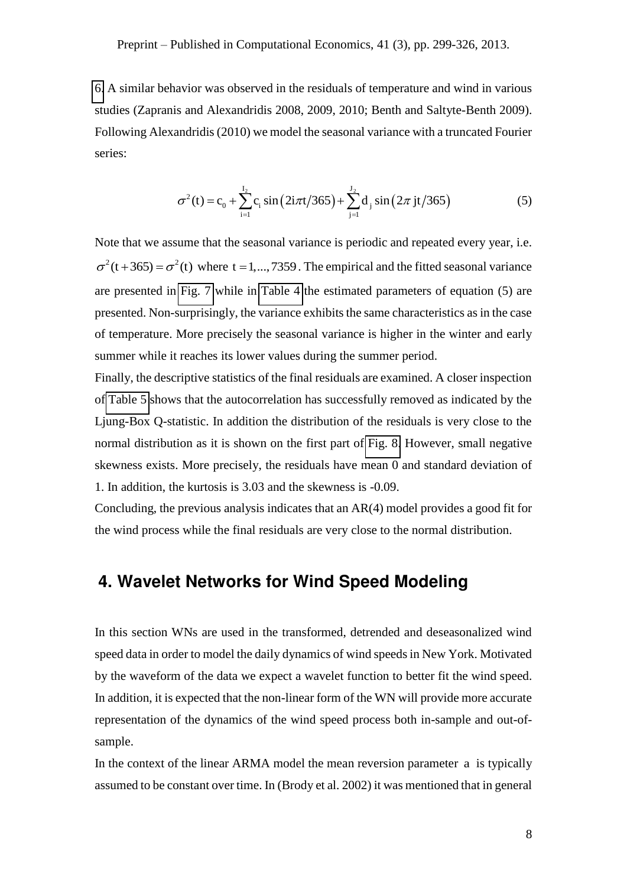6. A similar behavior was observed in the residuals of temperature and wind in various studies (Zapranis and Alexandridis 2008, 2009, 2010; Benth and Saltyte-Benth 2009). Following Alexandridis (2010) we model the seasonal variance with a truncated Fourier series:

$$\sigma^2(t) = c_0 + \sum_{i=1}^{I_2} c_i \sin\left(2i\pi t/365\right) + \sum_{j=1}^{J_2} d_j \sin\left(2\pi jt/365\right) \tag{5}$$

Note that we assume that the seasonal variance is periodic and repeated every year, i.e. $\sigma^2(t+365) = \sigma^2(t)$ where $t = 1,...,7359$. The empirical and the fitted seasonal variance are presented in Fig. 7 while in Table 4 the estimated parameters of equation (5) are presented. Non-surprisingly, the variance exhibits the same characteristics as in the case of temperature. More precisely the seasonal variance is higher in the winter and early summer while it reaches its lower values during the summer period.

Finally, the descriptive statistics of the final residuals are examined. A closer inspection of Table 5 shows that the autocorrelation has successfully removed as indicated by the Ljung-Box Q-statistic. In addition the distribution of the residuals is very close to the normal distribution as it is shown on the first part of Fig. 8. However, small negative skewness exists. More precisely, the residuals have mean 0 and standard deviation of 1. In addition, the kurtosis is 3.03 and the skewness is -0.09.

Concluding, the previous analysis indicates that an AR(4) model provides a good fit for the wind process while the final residuals are very close to the normal distribution.

## 4. Wavelet Networks for Wind Speed Modeling

In this section WNs are used in the transformed, detrended and deseasonalized wind speed data in order to model the daily dynamics of wind speeds in New York. Motivated by the waveform of the data we expect a wavelet function to better fit the wind speed. In addition, it is expected that the non-linear form of the WN will provide more accurate representation of the dynamics of the wind speed process both in-sample and out-of-sample.

In the context of the linear ARMA model the mean reversion parameter $a$ is typically assumed to be constant over time. In (Brody et al. 2002) it was mentioned that in general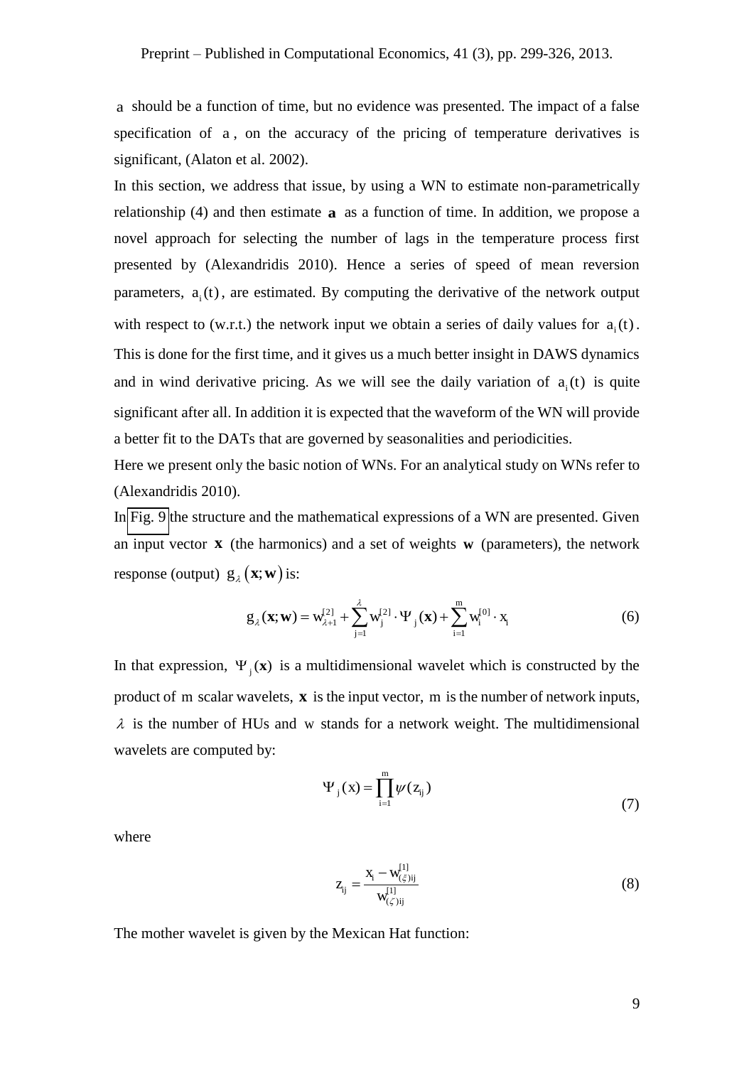$a$ should be a function of time, but no evidence was presented. The impact of a false specification of $a$, on the accuracy of the pricing of temperature derivatives is significant, (Alaton et al. 2002).

In this section, we address that issue, by using a WN to estimate non-parametrically relationship (4) and then estimate $\mathbf{a}$ as a function of time. In addition, we propose a novel approach for selecting the number of lags in the temperature process first presented by (Alexandridis 2010). Hence a series of speed of mean reversion parameters, $a_i(t)$, are estimated. By computing the derivative of the network output with respect to (w.r.t.) the network input we obtain a series of daily values for $a_i(t)$. This is done for the first time, and it gives us a much better insight in DAWS dynamics and in wind derivative pricing. As we will see the daily variation of $a_i(t)$ is quite significant after all. In addition it is expected that the waveform of the WN will provide a better fit to the DATs that are governed by seasonalities and periodicities.

Here we present only the basic notion of WNs. For an analytical study on WNs refer to (Alexandridis 2010).

In Fig. 9 the structure and the mathematical expressions of a WN are presented. Given an input vector $\mathbf{x}$ (the harmonics) and a set of weights $\mathbf{w}$ (parameters), the network response (output) $g_\lambda(\mathbf{x};\mathbf{w})$ is:

$$g_\lambda(\mathbf{x};\mathbf{w}) = w_{\lambda+1}^{[2]} + \sum_{j=1}^{\lambda} w_j^{[2]} \cdot \Psi_j(\mathbf{x}) + \sum_{i=1}^{m} w_i^{[0]} \cdot x_i \tag{6}$$

In that expression, $\Psi_j(\mathbf{x})$ is a multidimensional wavelet which is constructed by the product of $m$ scalar wavelets, $\mathbf{x}$ is the input vector, $m$ is the number of network inputs, $\lambda$ is the number of HUs and $w$ stands for a network weight. The multidimensional wavelets are computed by:

$$\Psi_j(x) = \prod_{i=1}^{m} \psi(z_{ij}) \tag{7}$$

where

$$z_{ij} = \frac{x_i - w_{(\xi)ij}^{[1]}}{w_{(\zeta)ij}^{[1]}} \tag{8}$$

The mother wavelet is given by the Mexican Hat function: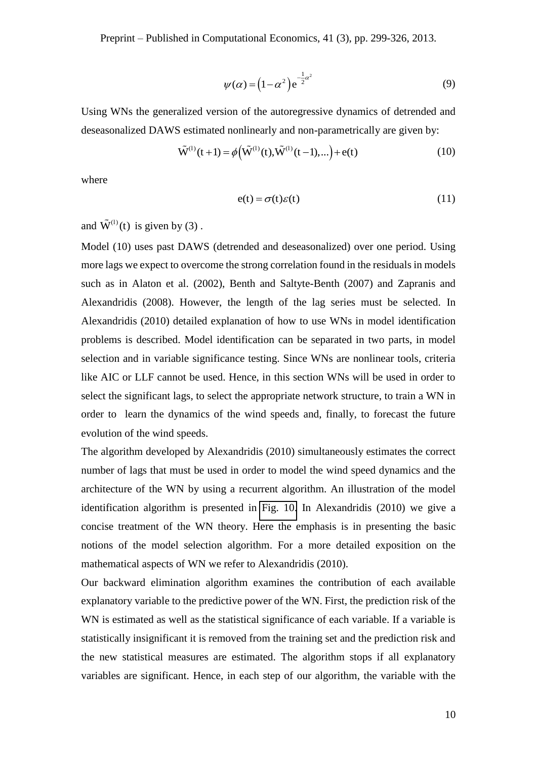$$\psi(\alpha) = \left(1 - \alpha^2\right) e^{-\frac{1}{2}\alpha^2} \tag{9}$$

Using WNs the generalized version of the autoregressive dynamics of detrended and deseasonalized DAWS estimated nonlinearly and non-parametrically are given by:

$$\tilde{W}^{(1)}(t+1) = \phi\left(\tilde{W}^{(1)}(t), \tilde{W}^{(1)}(t-1), ...\right) + e(t) \tag{10}$$

where

$$e(t) = \sigma(t)\varepsilon(t) \tag{11}$$

and $\tilde{W}^{(1)}(t)$ is given by (3) .

Model (10) uses past DAWS (detrended and deseasonalized) over one period. Using more lags we expect to overcome the strong correlation found in the residuals in models such as in Alaton et al. (2002), Benth and Saltyte-Benth (2007) and Zapranis and Alexandridis (2008). However, the length of the lag series must be selected. In Alexandridis (2010) detailed explanation of how to use WNs in model identification problems is described. Model identification can be separated in two parts, in model selection and in variable significance testing. Since WNs are nonlinear tools, criteria like AIC or LLF cannot be used. Hence, in this section WNs will be used in order to select the significant lags, to select the appropriate network structure, to train a WN in order to learn the dynamics of the wind speeds and, finally, to forecast the future evolution of the wind speeds.

The algorithm developed by Alexandridis (2010) simultaneously estimates the correct number of lags that must be used in order to model the wind speed dynamics and the architecture of the WN by using a recurrent algorithm. An illustration of the model identification algorithm is presented in Fig. 10. In Alexandridis (2010) we give a concise treatment of the WN theory. Here the emphasis is in presenting the basic notions of the model selection algorithm. For a more detailed exposition on the mathematical aspects of WN we refer to Alexandridis (2010).

Our backward elimination algorithm examines the contribution of each available explanatory variable to the predictive power of the WN. First, the prediction risk of the WN is estimated as well as the statistical significance of each variable. If a variable is statistically insignificant it is removed from the training set and the prediction risk and the new statistical measures are estimated. The algorithm stops if all explanatory variables are significant. Hence, in each step of our algorithm, the variable with the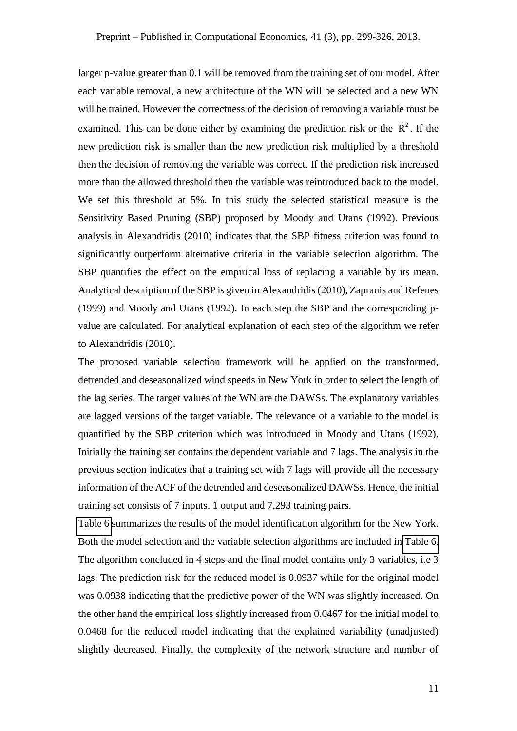larger p-value greater than 0.1 will be removed from the training set of our model. After each variable removal, a new architecture of the WN will be selected and a new WN will be trained. However the correctness of the decision of removing a variable must be examined. This can be done either by examining the prediction risk or the $\bar{R}^2$. If the new prediction risk is smaller than the new prediction risk multiplied by a threshold then the decision of removing the variable was correct. If the prediction risk increased more than the allowed threshold then the variable was reintroduced back to the model. We set this threshold at 5%. In this study the selected statistical measure is the Sensitivity Based Pruning (SBP) proposed by Moody and Utans (1992). Previous analysis in Alexandridis (2010) indicates that the SBP fitness criterion was found to significantly outperform alternative criteria in the variable selection algorithm. The SBP quantifies the effect on the empirical loss of replacing a variable by its mean. Analytical description of the SBP is given in Alexandridis (2010), Zapranis and Refenes (1999) and Moody and Utans (1992). In each step the SBP and the corresponding p-value are calculated. For analytical explanation of each step of the algorithm we refer to Alexandridis (2010).

The proposed variable selection framework will be applied on the transformed, detrended and deseasonalized wind speeds in New York in order to select the length of the lag series. The target values of the WN are the DAWSs. The explanatory variables are lagged versions of the target variable. The relevance of a variable to the model is quantified by the SBP criterion which was introduced in Moody and Utans (1992). Initially the training set contains the dependent variable and 7 lags. The analysis in the previous section indicates that a training set with 7 lags will provide all the necessary information of the ACF of the detrended and deseasonalized DAWSs. Hence, the initial training set consists of 7 inputs, 1 output and 7,293 training pairs.

Table 6 summarizes the results of the model identification algorithm for the New York. Both the model selection and the variable selection algorithms are included in Table 6. The algorithm concluded in 4 steps and the final model contains only 3 variables, i.e 3 lags. The prediction risk for the reduced model is 0.0937 while for the original model was 0.0938 indicating that the predictive power of the WN was slightly increased. On the other hand the empirical loss slightly increased from 0.0467 for the initial model to 0.0468 for the reduced model indicating that the explained variability (unadjusted) slightly decreased. Finally, the complexity of the network structure and number of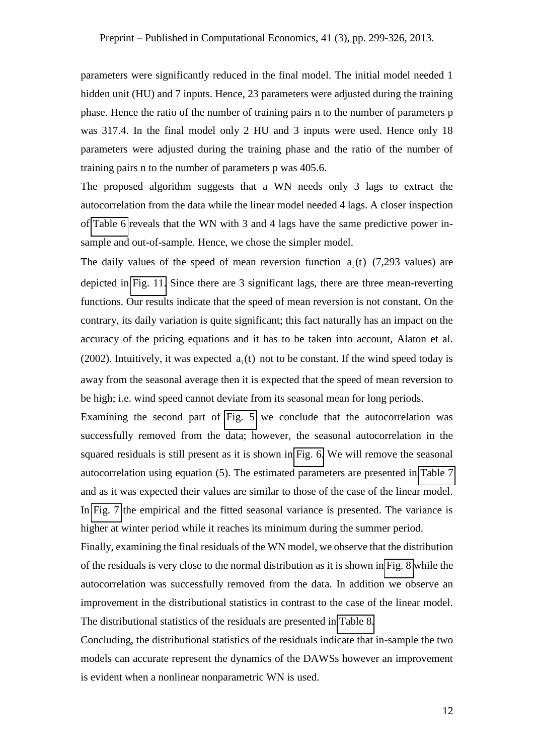parameters were significantly reduced in the final model. The initial model needed 1 hidden unit (HU) and 7 inputs. Hence, 23 parameters were adjusted during the training phase. Hence the ratio of the number of training pairs n to the number of parameters p was 317.4. In the final model only 2 HU and 3 inputs were used. Hence only 18 parameters were adjusted during the training phase and the ratio of the number of training pairs n to the number of parameters p was 405.6.

The proposed algorithm suggests that a WN needs only 3 lags to extract the autocorrelation from the data while the linear model needed 4 lags. A closer inspection of Table 6 reveals that the WN with 3 and 4 lags have the same predictive power in-sample and out-of-sample. Hence, we chose the simpler model.

The daily values of the speed of mean reversion function $a_i(t)$ (7,293 values) are depicted in Fig. 11. Since there are 3 significant lags, there are three mean-reverting functions. Our results indicate that the speed of mean reversion is not constant. On the contrary, its daily variation is quite significant; this fact naturally has an impact on the accuracy of the pricing equations and it has to be taken into account, Alaton et al. (2002). Intuitively, it was expected $a_i(t)$ not to be constant. If the wind speed today is away from the seasonal average then it is expected that the speed of mean reversion to be high; i.e. wind speed cannot deviate from its seasonal mean for long periods.

Examining the second part of Fig. 5 we conclude that the autocorrelation was successfully removed from the data; however, the seasonal autocorrelation in the squared residuals is still present as it is shown in Fig. 6. We will remove the seasonal autocorrelation using equation (5). The estimated parameters are presented in Table 7 and as it was expected their values are similar to those of the case of the linear model. In Fig. 7 the empirical and the fitted seasonal variance is presented. The variance is higher at winter period while it reaches its minimum during the summer period.

Finally, examining the final residuals of the WN model, we observe that the distribution of the residuals is very close to the normal distribution as it is shown in Fig. 8 while the autocorrelation was successfully removed from the data. In addition we observe an improvement in the distributional statistics in contrast to the case of the linear model. The distributional statistics of the residuals are presented in Table 8.

Concluding, the distributional statistics of the residuals indicate that in-sample the two models can accurate represent the dynamics of the DAWSs however an improvement is evident when a nonlinear nonparametric WN is used.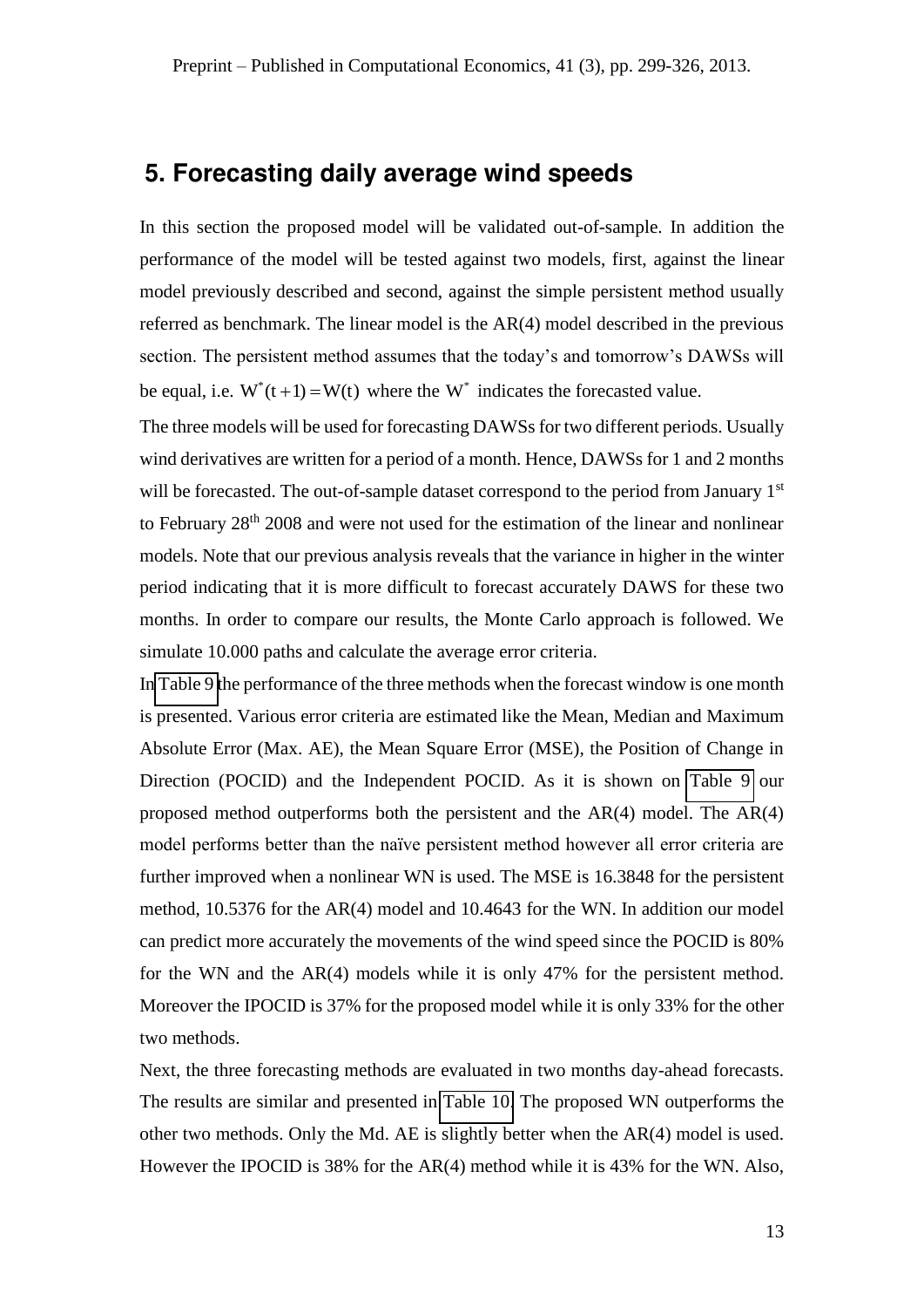## 5. Forecasting daily average wind speeds

In this section the proposed model will be validated out-of-sample. In addition the performance of the model will be tested against two models, first, against the linear model previously described and second, against the simple persistent method usually referred as benchmark. The linear model is the AR(4) model described in the previous section. The persistent method assumes that the today's and tomorrow's DAWSs will be equal, i.e. $W^*(t+1) = W(t)$ where the $W^*$ indicates the forecasted value.

The three models will be used for forecasting DAWSs for two different periods. Usually wind derivatives are written for a period of a month. Hence, DAWSs for 1 and 2 months will be forecasted. The out-of-sample dataset correspond to the period from January 1st to February 28th 2008 and were not used for the estimation of the linear and nonlinear models. Note that our previous analysis reveals that the variance in higher in the winter period indicating that it is more difficult to forecast accurately DAWS for these two months. In order to compare our results, the Monte Carlo approach is followed. We simulate 10.000 paths and calculate the average error criteria.

In Table 9 the performance of the three methods when the forecast window is one month is presented. Various error criteria are estimated like the Mean, Median and Maximum Absolute Error (Max. AE), the Mean Square Error (MSE), the Position of Change in Direction (POCID) and the Independent POCID. As it is shown on Table 9 our proposed method outperforms both the persistent and the AR(4) model. The AR(4) model performs better than the naïve persistent method however all error criteria are further improved when a nonlinear WN is used. The MSE is 16.3848 for the persistent method, 10.5376 for the AR(4) model and 10.4643 for the WN. In addition our model can predict more accurately the movements of the wind speed since the POCID is 80% for the WN and the AR(4) models while it is only 47% for the persistent method. Moreover the IPOCID is 37% for the proposed model while it is only 33% for the other two methods.

Next, the three forecasting methods are evaluated in two months day-ahead forecasts. The results are similar and presented in Table 10. The proposed WN outperforms the other two methods. Only the Md. AE is slightly better when the AR(4) model is used. However the IPOCID is 38% for the AR(4) method while it is 43% for the WN. Also,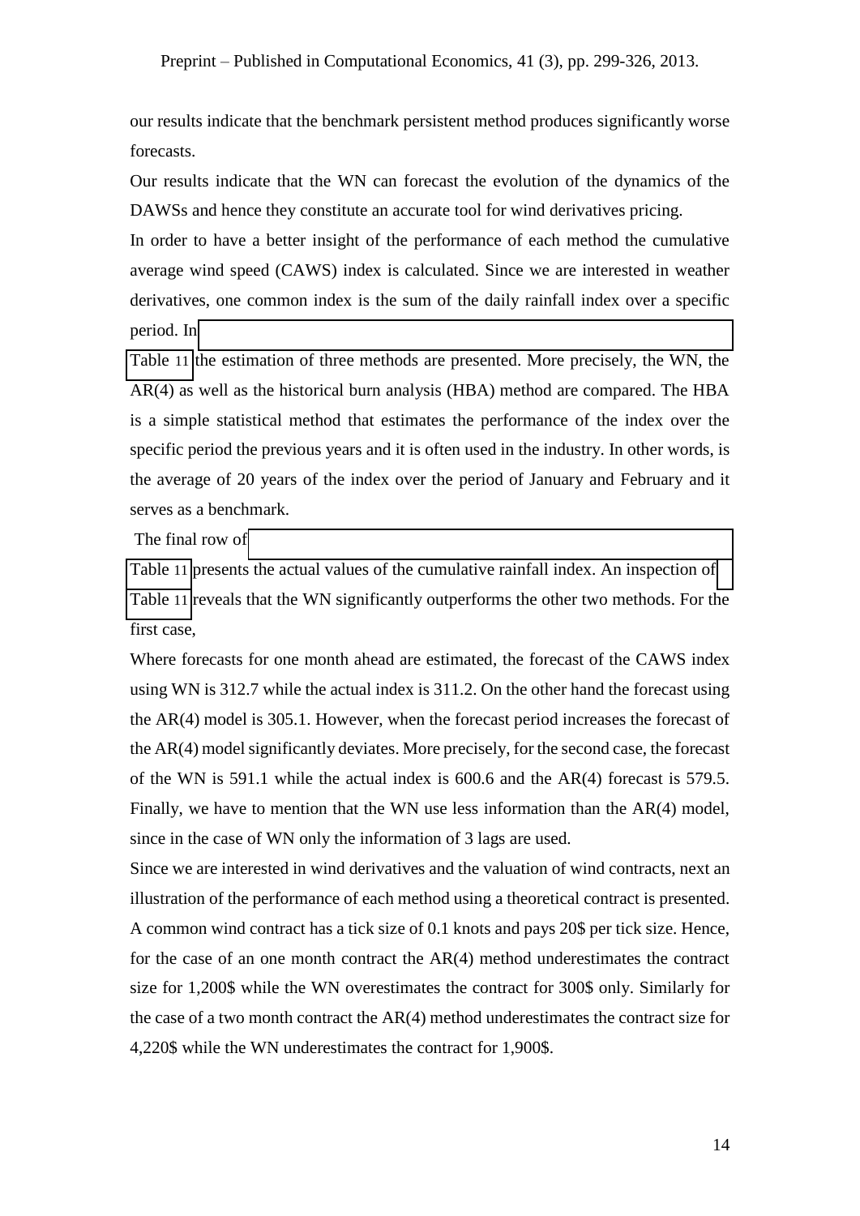our results indicate that the benchmark persistent method produces significantly worse forecasts.

Our results indicate that the WN can forecast the evolution of the dynamics of the DAWSs and hence they constitute an accurate tool for wind derivatives pricing.

In order to have a better insight of the performance of each method the cumulative average wind speed (CAWS) index is calculated. Since we are interested in weather derivatives, one common index is the sum of the daily rainfall index over a specific period. In Table 11 the estimation of three methods are presented. More precisely, the WN, the AR(4) as well as the historical burn analysis (HBA) method are compared. The HBA is a simple statistical method that estimates the performance of the index over the specific period the previous years and it is often used in the industry. In other words, is the average of 20 years of the index over the period of January and February and it serves as a benchmark.

The final row of Table 11 presents the actual values of the cumulative rainfall index. An inspection of Table 11 reveals that the WN significantly outperforms the other two methods. For the first case,

Where forecasts for one month ahead are estimated, the forecast of the CAWS index using WN is 312.7 while the actual index is 311.2. On the other hand the forecast using the AR(4) model is 305.1. However, when the forecast period increases the forecast of the AR(4) model significantly deviates. More precisely, for the second case, the forecast of the WN is 591.1 while the actual index is 600.6 and the AR(4) forecast is 579.5. Finally, we have to mention that the WN use less information than the AR(4) model, since in the case of WN only the information of 3 lags are used.

Since we are interested in wind derivatives and the valuation of wind contracts, next an illustration of the performance of each method using a theoretical contract is presented. A common wind contract has a tick size of 0.1 knots and pays 20$ per tick size. Hence, for the case of an one month contract the AR(4) method underestimates the contract size for 1,200$ while the WN overestimates the contract for 300$ only. Similarly for the case of a two month contract the AR(4) method underestimates the contract size for 4,220$ while the WN underestimates the contract for 1,900$.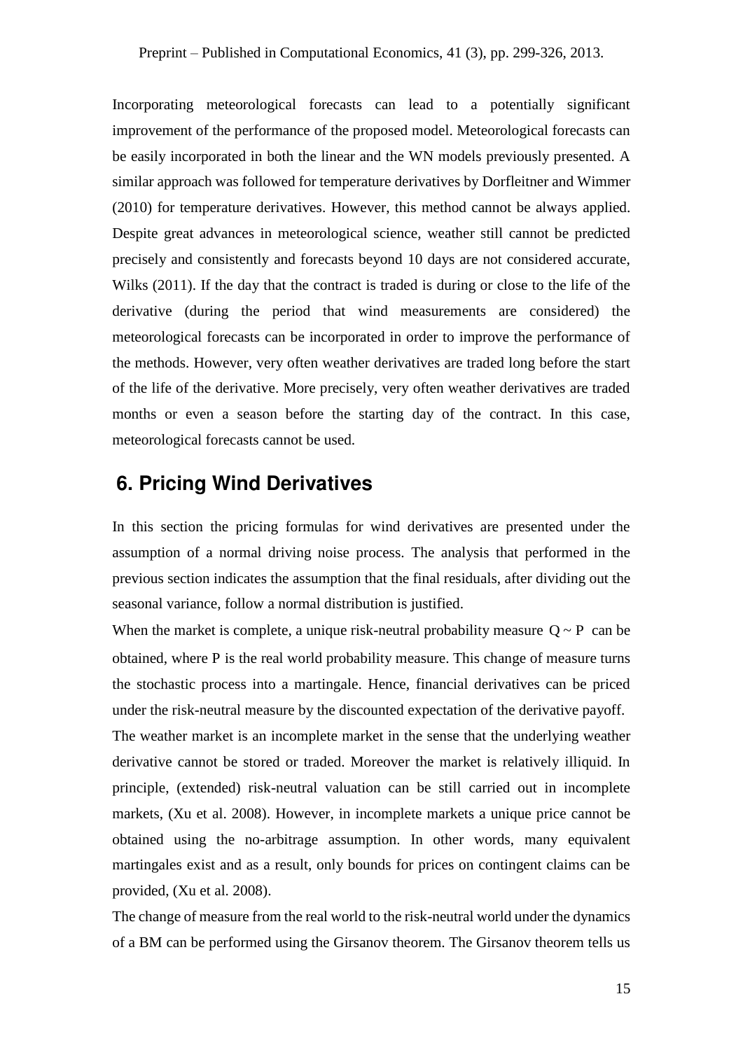Incorporating meteorological forecasts can lead to a potentially significant improvement of the performance of the proposed model. Meteorological forecasts can be easily incorporated in both the linear and the WN models previously presented. A similar approach was followed for temperature derivatives by Dorfleitner and Wimmer (2010) for temperature derivatives. However, this method cannot be always applied. Despite great advances in meteorological science, weather still cannot be predicted precisely and consistently and forecasts beyond 10 days are not considered accurate, Wilks (2011). If the day that the contract is traded is during or close to the life of the derivative (during the period that wind measurements are considered) the meteorological forecasts can be incorporated in order to improve the performance of the methods. However, very often weather derivatives are traded long before the start of the life of the derivative. More precisely, very often weather derivatives are traded months or even a season before the starting day of the contract. In this case, meteorological forecasts cannot be used.

## 6. Pricing Wind Derivatives

In this section the pricing formulas for wind derivatives are presented under the assumption of a normal driving noise process. The analysis that performed in the previous section indicates the assumption that the final residuals, after dividing out the seasonal variance, follow a normal distribution is justified.

When the market is complete, a unique risk-neutral probability measure $Q \sim P$ can be obtained, where P is the real world probability measure. This change of measure turns the stochastic process into a martingale. Hence, financial derivatives can be priced under the risk-neutral measure by the discounted expectation of the derivative payoff.

The weather market is an incomplete market in the sense that the underlying weather derivative cannot be stored or traded. Moreover the market is relatively illiquid. In principle, (extended) risk-neutral valuation can be still carried out in incomplete markets, (Xu et al. 2008). However, in incomplete markets a unique price cannot be obtained using the no-arbitrage assumption. In other words, many equivalent martingales exist and as a result, only bounds for prices on contingent claims can be provided, (Xu et al. 2008).

The change of measure from the real world to the risk-neutral world under the dynamics of a BM can be performed using the Girsanov theorem. The Girsanov theorem tells us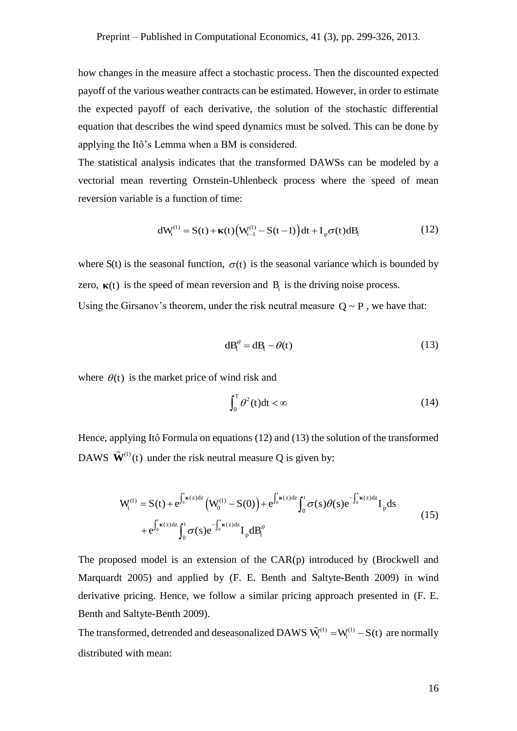how changes in the measure affect a stochastic process. Then the discounted expected payoff of the various weather contracts can be estimated. However, in order to estimate the expected payoff of each derivative, the solution of the stochastic differential equation that describes the wind speed dynamics must be solved. This can be done by applying the Itô's Lemma when a BM is considered.

The statistical analysis indicates that the transformed DAWSs can be modeled by a vectorial mean reverting Ornstein-Uhlenbeck process where the speed of mean reversion variable is a function of time:

$$dW_t^{(1)} = S(t) + \boldsymbol{\kappa}(t)\left(W_{t-1}^{(1)} - S(t-1)\right)dt + I_p\sigma(t)dB_t \tag{12}$$

where S(t) is the seasonal function, $\sigma(t)$ is the seasonal variance which is bounded by zero, $\boldsymbol{\kappa}(t)$ is the speed of mean reversion and $B_t$ is the driving noise process.

Using the Girsanov's theorem, under the risk neutral measure $Q \sim P$, we have that:

$$dB_t^{\theta} = dB_t - \theta(t) \tag{13}$$

where $\theta(t)$ is the market price of wind risk and

$$\int_0^T \theta^2(t)dt < \infty \tag{14}$$

Hence, applying Itô Formula on equations (12) and (13) the solution of the transformed DAWS $\tilde{\mathbf{W}}^{(1)}(t)$ under the risk neutral measure Q is given by:

$$\begin{aligned} W_t^{(1)} = S(t) + e^{\int_0^t \boldsymbol{\kappa}(z)dz}\left(W_0^{(1)} - S(0)\right) + e^{\int_0^t \boldsymbol{\kappa}(z)dz}\int_0^t \sigma(s)\theta(s)e^{-\int_0^s \boldsymbol{\kappa}(z)dz}I_p ds \\ + e^{\int_0^t \boldsymbol{\kappa}(z)dz}\int_0^t \sigma(s)e^{-\int_0^s \boldsymbol{\kappa}(z)dz}I_p dB_t^{\theta} \end{aligned} \tag{15}$$

The proposed model is an extension of the CAR(p) introduced by (Brockwell and Marquardt 2005) and applied by (F. E. Benth and Saltyte-Benth 2009) in wind derivative pricing. Hence, we follow a similar pricing approach presented in (F. E. Benth and Saltyte-Benth 2009).

The transformed, detrended and deseasonalized DAWS $\tilde{W}_t^{(1)} = W_t^{(1)} - S(t)$ are normally distributed with mean: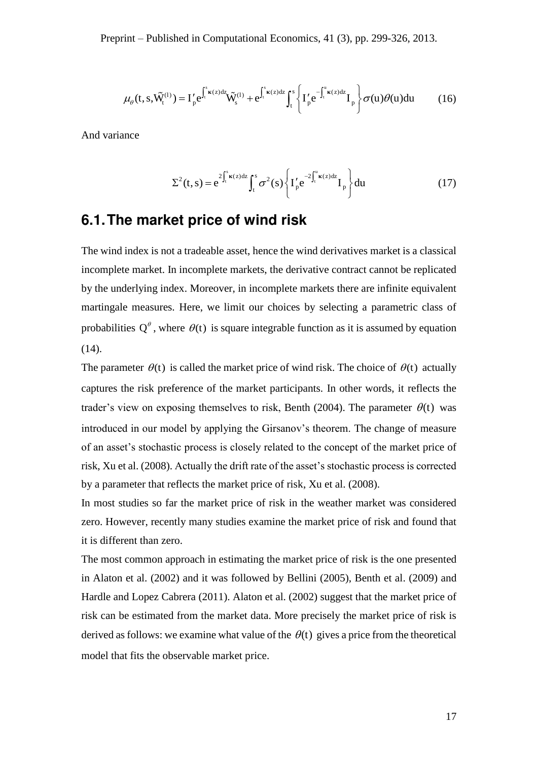$$\mu_\theta(t,s,\tilde{W}_t^{(1)}) = I_p' e^{\int_t^s \kappa(z)dz} \tilde{W}_s^{(1)} + e^{\int_t^s \kappa(z)dz} \int_t^s \left\{ I_p' e^{-\int_t^u \kappa(z)dz} I_p \right\} \sigma(u)\theta(u)du \qquad (16)$$

And variance

$$\Sigma^2(t,s) = e^{2\int_t^s \kappa(z)dz} \int_t^s \sigma^2(s) \left\{ I_p' e^{-2\int_t^u \kappa(z)dz} I_p \right\} du \qquad (17)$$

## 6.1. The market price of wind risk

The wind index is not a tradeable asset, hence the wind derivatives market is a classical incomplete market. In incomplete markets, the derivative contract cannot be replicated by the underlying index. Moreover, in incomplete markets there are infinite equivalent martingale measures. Here, we limit our choices by selecting a parametric class of probabilities $Q^\theta$, where $\theta(t)$ is square integrable function as it is assumed by equation (14).

The parameter $\theta(t)$ is called the market price of wind risk. The choice of $\theta(t)$ actually captures the risk preference of the market participants. In other words, it reflects the trader's view on exposing themselves to risk, Benth (2004). The parameter $\theta(t)$ was introduced in our model by applying the Girsanov's theorem. The change of measure of an asset's stochastic process is closely related to the concept of the market price of risk, Xu et al. (2008). Actually the drift rate of the asset's stochastic process is corrected by a parameter that reflects the market price of risk, Xu et al. (2008).

In most studies so far the market price of risk in the weather market was considered zero. However, recently many studies examine the market price of risk and found that it is different than zero.

The most common approach in estimating the market price of risk is the one presented in Alaton et al. (2002) and it was followed by Bellini (2005), Benth et al. (2009) and Hardle and Lopez Cabrera (2011). Alaton et al. (2002) suggest that the market price of risk can be estimated from the market data. More precisely the market price of risk is derived as follows: we examine what value of the $\theta(t)$ gives a price from the theoretical model that fits the observable market price.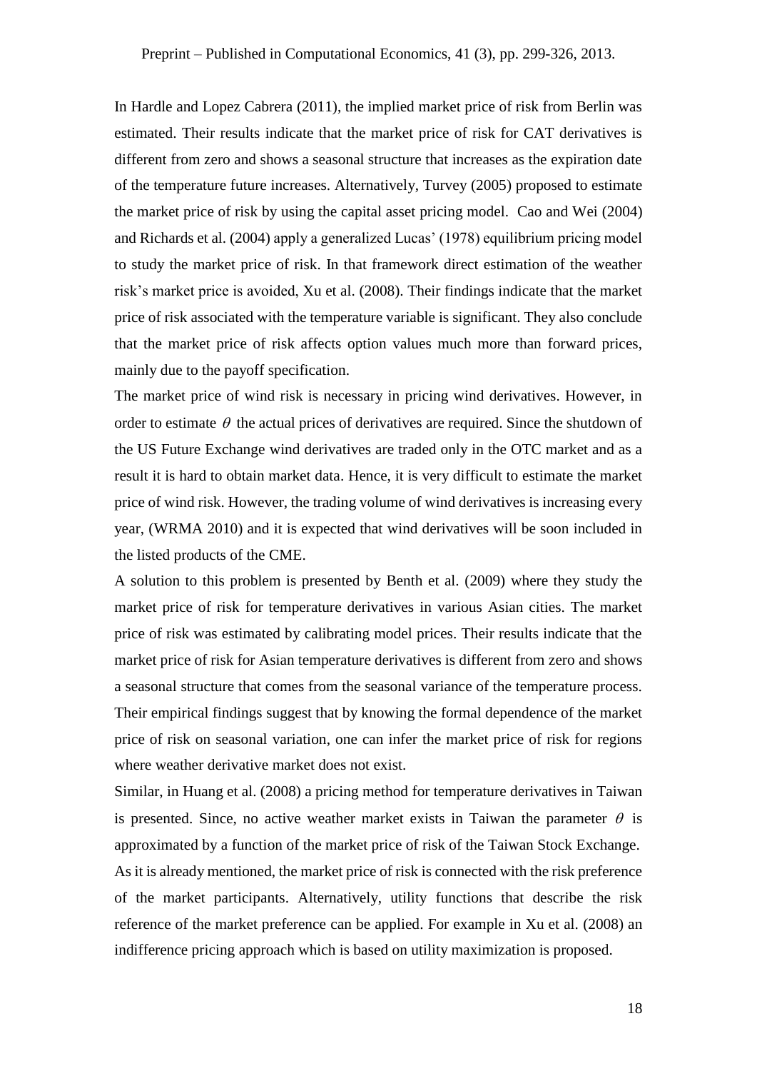In Hardle and Lopez Cabrera (2011), the implied market price of risk from Berlin was estimated. Their results indicate that the market price of risk for CAT derivatives is different from zero and shows a seasonal structure that increases as the expiration date of the temperature future increases. Alternatively, Turvey (2005) proposed to estimate the market price of risk by using the capital asset pricing model. Cao and Wei (2004) and Richards et al. (2004) apply a generalized Lucas' (1978) equilibrium pricing model to study the market price of risk. In that framework direct estimation of the weather risk's market price is avoided, Xu et al. (2008). Their findings indicate that the market price of risk associated with the temperature variable is significant. They also conclude that the market price of risk affects option values much more than forward prices, mainly due to the payoff specification.

The market price of wind risk is necessary in pricing wind derivatives. However, in order to estimate $\theta$ the actual prices of derivatives are required. Since the shutdown of the US Future Exchange wind derivatives are traded only in the OTC market and as a result it is hard to obtain market data. Hence, it is very difficult to estimate the market price of wind risk. However, the trading volume of wind derivatives is increasing every year, (WRMA 2010) and it is expected that wind derivatives will be soon included in the listed products of the CME.

A solution to this problem is presented by Benth et al. (2009) where they study the market price of risk for temperature derivatives in various Asian cities. The market price of risk was estimated by calibrating model prices. Their results indicate that the market price of risk for Asian temperature derivatives is different from zero and shows a seasonal structure that comes from the seasonal variance of the temperature process. Their empirical findings suggest that by knowing the formal dependence of the market price of risk on seasonal variation, one can infer the market price of risk for regions where weather derivative market does not exist.

Similar, in Huang et al. (2008) a pricing method for temperature derivatives in Taiwan is presented. Since, no active weather market exists in Taiwan the parameter $\theta$ is approximated by a function of the market price of risk of the Taiwan Stock Exchange.

As it is already mentioned, the market price of risk is connected with the risk preference of the market participants. Alternatively, utility functions that describe the risk reference of the market preference can be applied. For example in Xu et al. (2008) an indifference pricing approach which is based on utility maximization is proposed.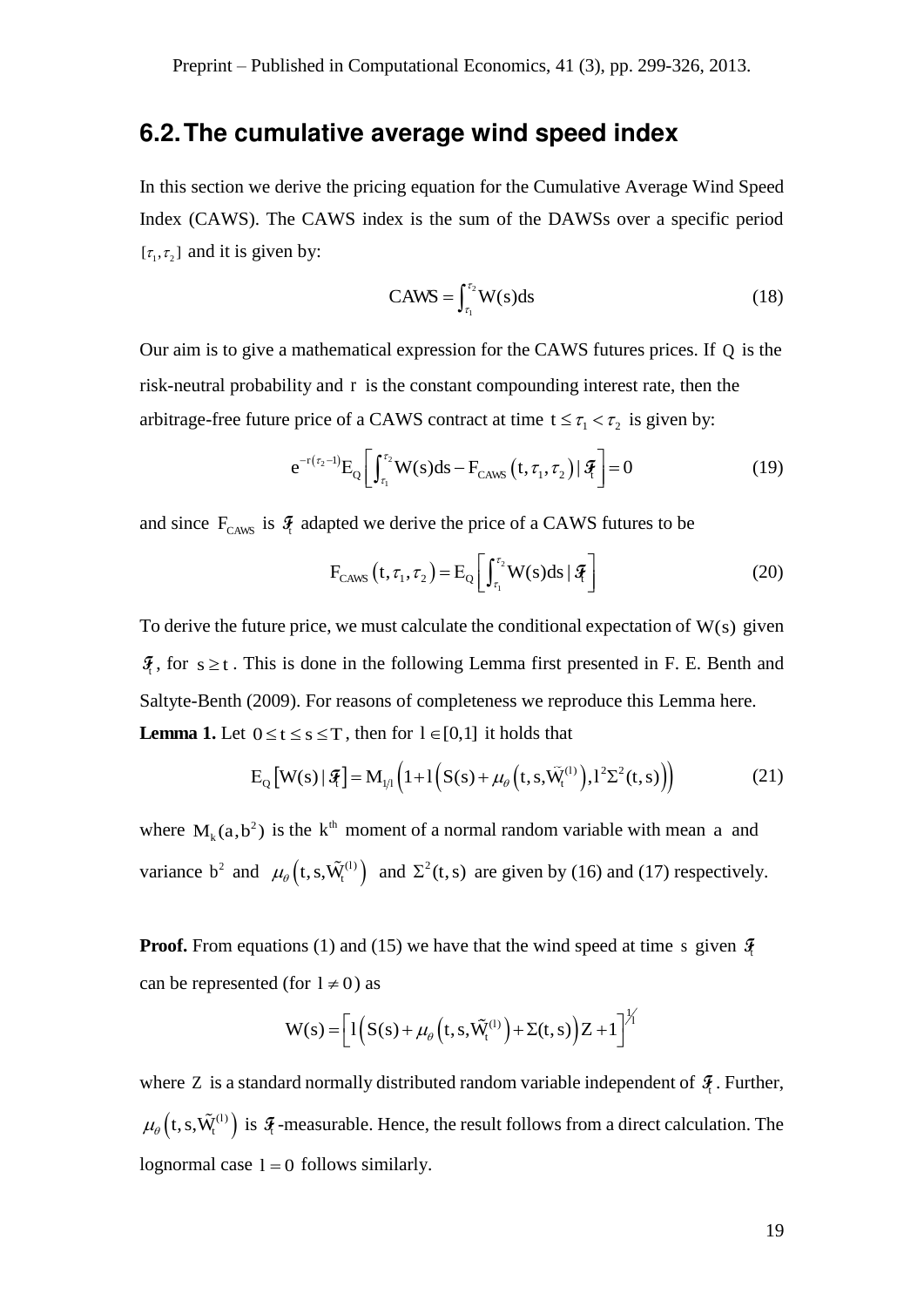## 6.2. The cumulative average wind speed index

In this section we derive the pricing equation for the Cumulative Average Wind Speed Index (CAWS). The CAWS index is the sum of the DAWSs over a specific period $[\tau_1, \tau_2]$ and it is given by:

$$\text{CAWS} = \int_{\tau_1}^{\tau_2} W(s)ds \tag{18}$$

Our aim is to give a mathematical expression for the CAWS futures prices. If $Q$ is the risk-neutral probability and $r$ is the constant compounding interest rate, then the arbitrage-free future price of a CAWS contract at time $t \leq \tau_1 < \tau_2$ is given by:

$$e^{-r(\tau_2 - 1)} E_Q \left[ \int_{\tau_1}^{\tau_2} W(s)ds - F_{CAWS}\left(t, \tau_1, \tau_2\right) \mid \mathcal{F}_t \right] = 0 \tag{19}$$

and since $F_{CAWS}$ is $\mathcal{F}_t$ adapted we derive the price of a CAWS futures to be

$$F_{CAWS}\left(t, \tau_1, \tau_2\right) = E_Q \left[ \int_{\tau_1}^{\tau_2} W(s)ds \mid \mathcal{F}_t \right] \tag{20}$$

To derive the future price, we must calculate the conditional expectation of $W(s)$ given $\mathcal{F}_t$, for $s \geq t$. This is done in the following Lemma first presented in F. E. Benth and Saltyte-Benth (2009). For reasons of completeness we reproduce this Lemma here.

**Lemma 1.** Let $0 \leq t \leq s \leq T$, then for $l \in [0,1]$ it holds that

$$E_Q\left[W(s) \mid \mathcal{F}_t\right] = M_{1/l}\left(1 + l\left(S(s) + \mu_\theta\left(t, s, \tilde{W}_t^{(1)}\right), l^2 \Sigma^2(t,s)\right)\right) \tag{21}$$

where $M_k(a, b^2)$ is the $k^{th}$ moment of a normal random variable with mean $a$ and variance $b^2$ and $\mu_\theta\left(t, s, \tilde{W}_t^{(1)}\right)$ and $\Sigma^2(t,s)$ are given by (16) and (17) respectively.

**Proof.** From equations (1) and (15) we have that the wind speed at time $s$ given $\mathcal{F}_t$ can be represented (for $l \neq 0$) as

$$W(s) = \left[ l\left(S(s) + \mu_\theta\left(t, s, \tilde{W}_t^{(1)}\right) + \Sigma(t,s)\right) Z + 1 \right]^{1/l}$$

where $Z$ is a standard normally distributed random variable independent of $\mathcal{F}_t$. Further, $\mu_\theta\left(t, s, \tilde{W}_t^{(1)}\right)$ is $\mathcal{F}_t$-measurable. Hence, the result follows from a direct calculation. The lognormal case $l = 0$ follows similarly.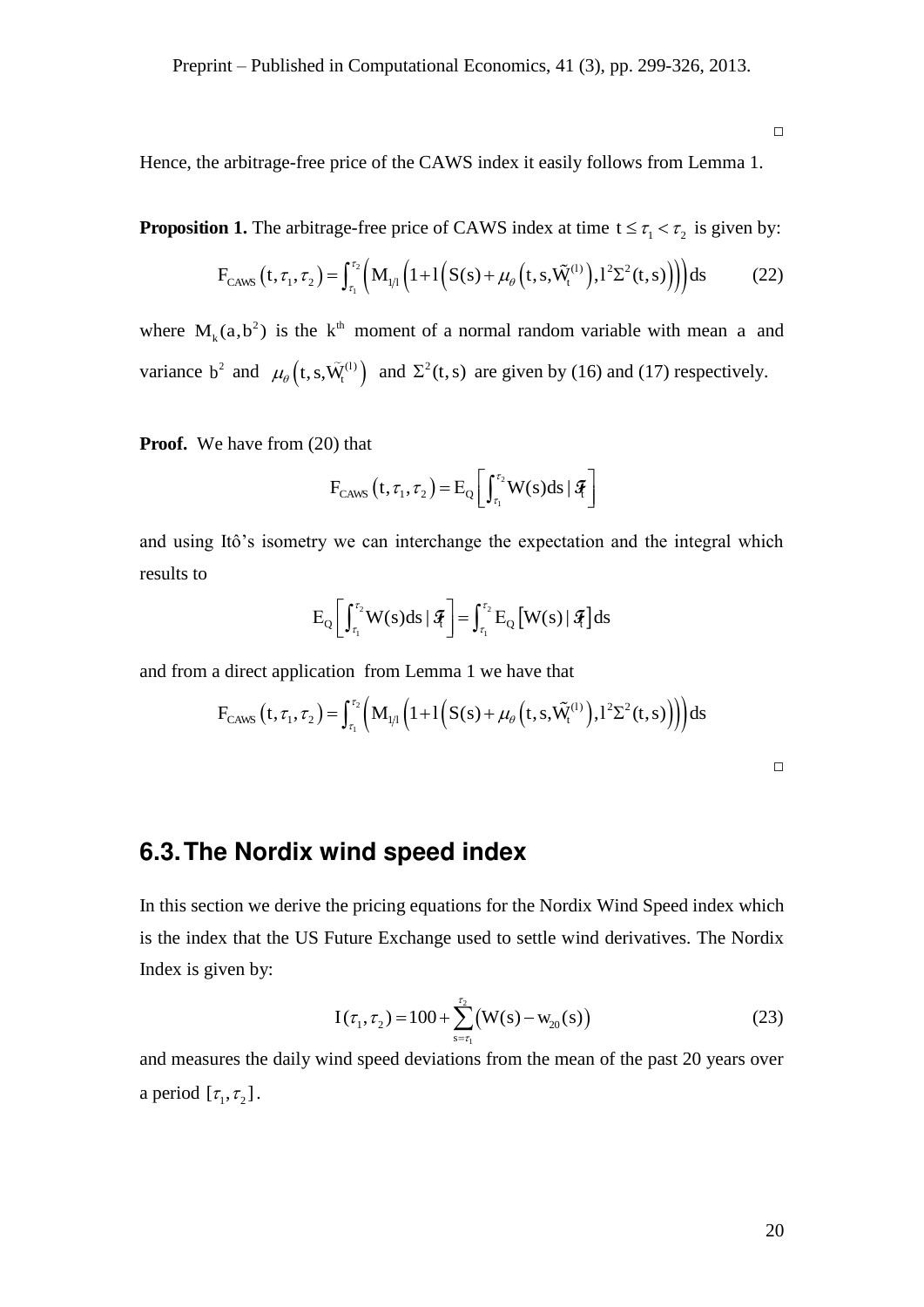□

Hence, the arbitrage-free price of the CAWS index it easily follows from Lemma 1.

**Proposition 1.** The arbitrage-free price of CAWS index at time $t \le \tau_1 < \tau_2$ is given by:

$$F_{CAWS}(t,\tau_1,\tau_2) = \int_{\tau_1}^{\tau_2} \left( M_{1/l}\left(1 + l\left(S(s) + \mu_\theta\left(t,s,\tilde{W}_t^{(l)}\right), l^2\Sigma^2(t,s)\right)\right)\right) ds \tag{22}$$

where $M_k(a,b^2)$ is the $k^{th}$ moment of a normal random variable with mean $a$ and variance $b^2$ and $\mu_\theta\left(t,s,\tilde{W}_t^{(l)}\right)$ and $\Sigma^2(t,s)$ are given by (16) and (17) respectively.

**Proof.** We have from (20) that

$$F_{CAWS}(t,\tau_1,\tau_2) = E_Q\left[\int_{\tau_1}^{\tau_2} W(s)ds \mid \mathcal{F}_t\right]$$

and using Itô's isometry we can interchange the expectation and the integral which results to

$$E_Q\left[\int_{\tau_1}^{\tau_2} W(s)ds \mid \mathcal{F}_t\right] = \int_{\tau_1}^{\tau_2} E_Q\left[W(s) \mid \mathcal{F}_t\right] ds$$

and from a direct application from Lemma 1 we have that

$$F_{CAWS}(t,\tau_1,\tau_2) = \int_{\tau_1}^{\tau_2} \left( M_{1/l}\left(1 + l\left(S(s) + \mu_\theta\left(t,s,\tilde{W}_t^{(l)}\right), l^2\Sigma^2(t,s)\right)\right)\right) ds$$

□

## 6.3. The Nordix wind speed index

In this section we derive the pricing equations for the Nordix Wind Speed index which is the index that the US Future Exchange used to settle wind derivatives. The Nordix Index is given by:

$$I(\tau_1,\tau_2) = 100 + \sum_{s=\tau_1}^{\tau_2} \left(W(s) - w_{20}(s)\right) \tag{23}$$

and measures the daily wind speed deviations from the mean of the past 20 years over a period $[\tau_1,\tau_2]$.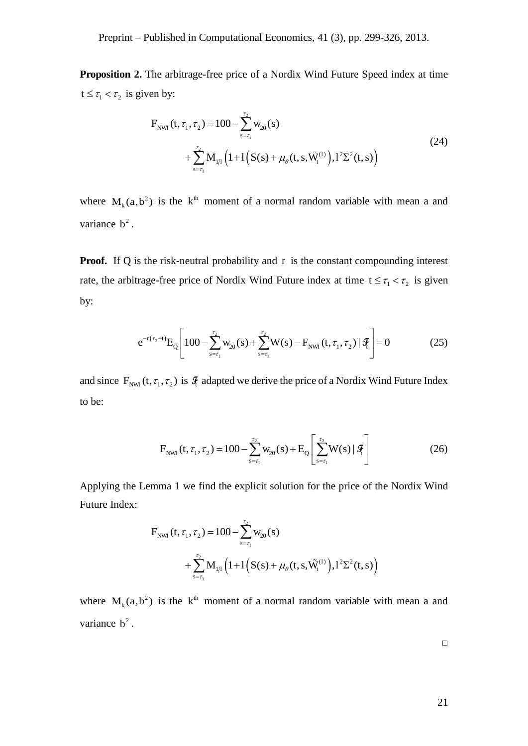**Proposition 2.** The arbitrage-free price of a Nordix Wind Future Speed index at time $t \le \tau_1 < \tau_2$ is given by:

$$
\begin{aligned}
F_{NWI}(t,\tau_1,\tau_2) &= 100 - \sum_{s=\tau_1}^{\tau_2} w_{20}(s) \\
&+ \sum_{s=\tau_1}^{\tau_2} M_{1/l}\left(1 + l\left(S(s) + \mu_\theta(t,s,\tilde{W}_t^{(l)}\right), l^2\Sigma^2(t,s)\right)
\end{aligned}
\tag{24}
$$

where $M_k(a,b^2)$ is the $k^{th}$ moment of a normal random variable with mean a and variance $b^2$.

**Proof.** If Q is the risk-neutral probability and $r$ is the constant compounding interest rate, the arbitrage-free price of Nordix Wind Future index at time $t \le \tau_1 < \tau_2$ is given by:

$$
e^{-r(\tau_2 - t)} E_Q\left[100 - \sum_{s=\tau_1}^{\tau_2} w_{20}(s) + \sum_{s=\tau_1}^{\tau_2} W(s) - F_{NWI}(t,\tau_1,\tau_2) \mid \mathcal{F}_t\right] = 0 \tag{25}
$$

and since $F_{NWI}(t,\tau_1,\tau_2)$ is $\mathcal{F}_t$ adapted we derive the price of a Nordix Wind Future Index to be:

$$
F_{NWI}(t,\tau_1,\tau_2) = 100 - \sum_{s=\tau_1}^{\tau_2} w_{20}(s) + E_Q\left[\sum_{s=\tau_1}^{\tau_2} W(s) \mid \mathcal{F}_t\right] \tag{26}
$$

Applying the Lemma 1 we find the explicit solution for the price of the Nordix Wind Future Index:

$$
\begin{aligned}
F_{NWI}(t,\tau_1,\tau_2) &= 100 - \sum_{s=\tau_1}^{\tau_2} w_{20}(s) \\
&+ \sum_{s=\tau_1}^{\tau_2} M_{1/l}\left(1 + l\left(S(s) + \mu_\theta(t,s,\tilde{W}_t^{(l)}\right), l^2\Sigma^2(t,s)\right)
\end{aligned}
$$

where $M_k(a,b^2)$ is the $k^{th}$ moment of a normal random variable with mean a and variance $b^2$.

□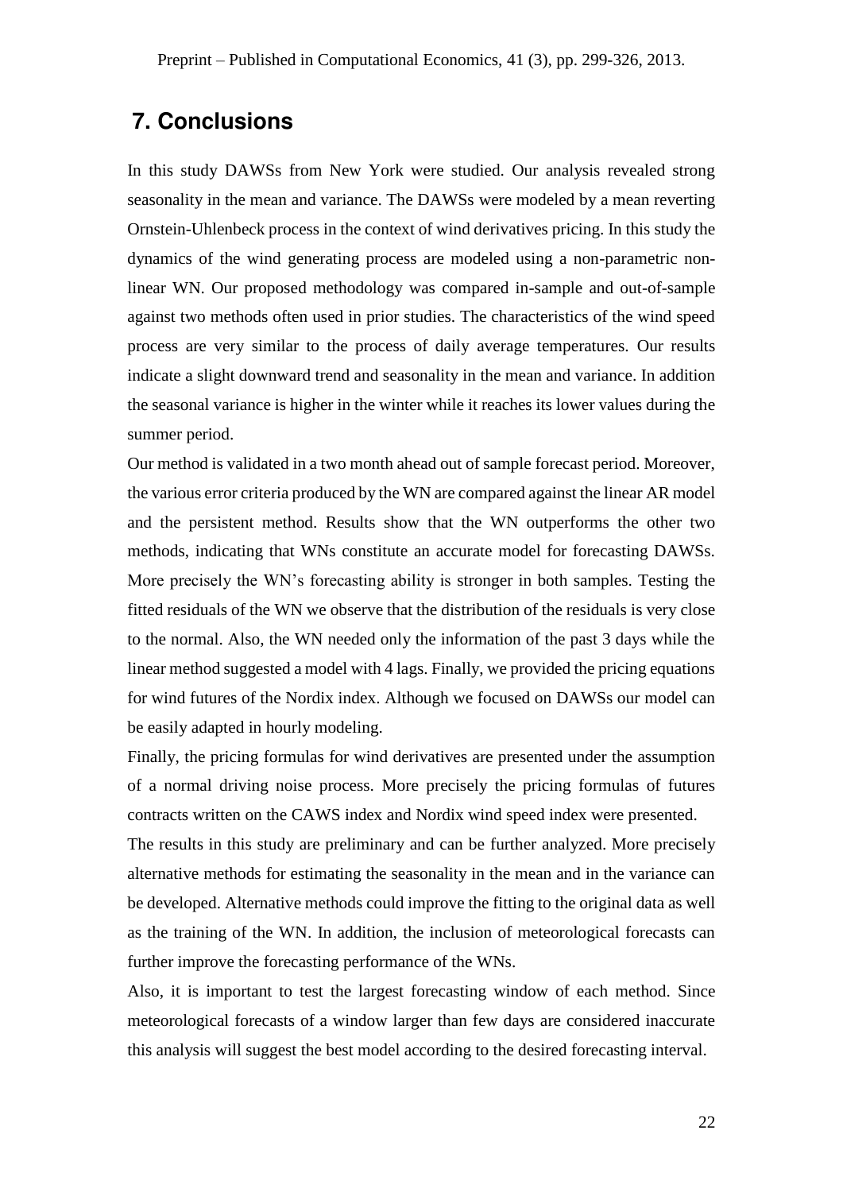## 7. Conclusions

In this study DAWSs from New York were studied. Our analysis revealed strong seasonality in the mean and variance. The DAWSs were modeled by a mean reverting Ornstein-Uhlenbeck process in the context of wind derivatives pricing. In this study the dynamics of the wind generating process are modeled using a non-parametric non-linear WN. Our proposed methodology was compared in-sample and out-of-sample against two methods often used in prior studies. The characteristics of the wind speed process are very similar to the process of daily average temperatures. Our results indicate a slight downward trend and seasonality in the mean and variance. In addition the seasonal variance is higher in the winter while it reaches its lower values during the summer period.

Our method is validated in a two month ahead out of sample forecast period. Moreover, the various error criteria produced by the WN are compared against the linear AR model and the persistent method. Results show that the WN outperforms the other two methods, indicating that WNs constitute an accurate model for forecasting DAWSs. More precisely the WN's forecasting ability is stronger in both samples. Testing the fitted residuals of the WN we observe that the distribution of the residuals is very close to the normal. Also, the WN needed only the information of the past 3 days while the linear method suggested a model with 4 lags. Finally, we provided the pricing equations for wind futures of the Nordix index. Although we focused on DAWSs our model can be easily adapted in hourly modeling.

Finally, the pricing formulas for wind derivatives are presented under the assumption of a normal driving noise process. More precisely the pricing formulas of futures contracts written on the CAWS index and Nordix wind speed index were presented.

The results in this study are preliminary and can be further analyzed. More precisely alternative methods for estimating the seasonality in the mean and in the variance can be developed. Alternative methods could improve the fitting to the original data as well as the training of the WN. In addition, the inclusion of meteorological forecasts can further improve the forecasting performance of the WNs.

Also, it is important to test the largest forecasting window of each method. Since meteorological forecasts of a window larger than few days are considered inaccurate this analysis will suggest the best model according to the desired forecasting interval.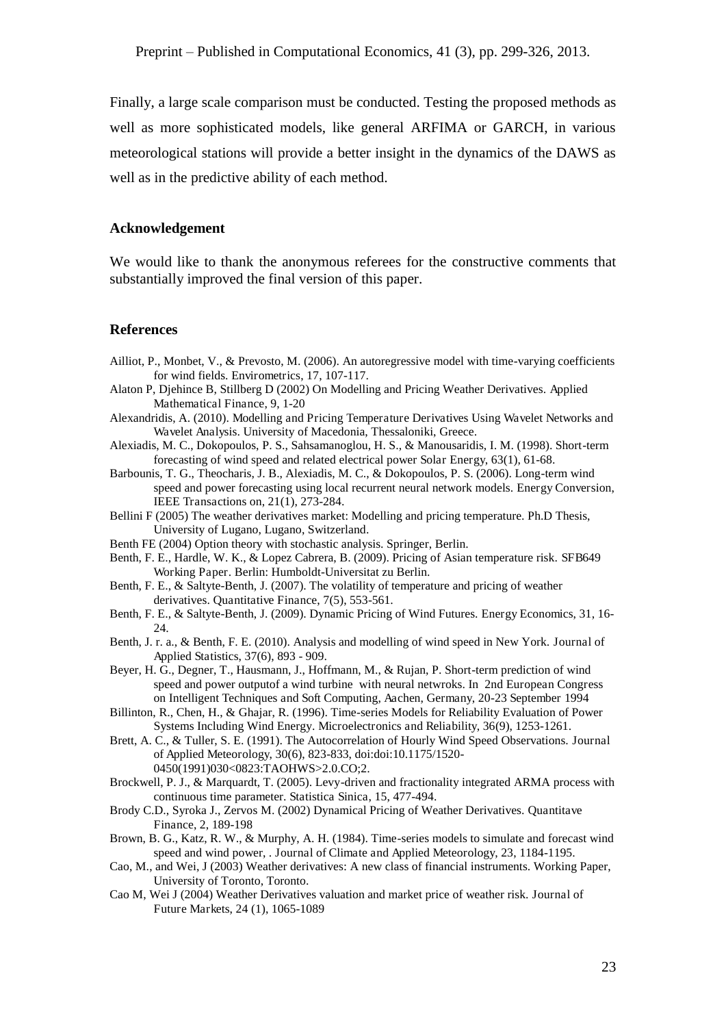Finally, a large scale comparison must be conducted. Testing the proposed methods as well as more sophisticated models, like general ARFIMA or GARCH, in various meteorological stations will provide a better insight in the dynamics of the DAWS as well as in the predictive ability of each method.

### Acknowledgement

We would like to thank the anonymous referees for the constructive comments that substantially improved the final version of this paper.

### References

Ailliot, P., Monbet, V., & Prevosto, M. (2006). An autoregressive model with time-varying coefficients for wind fields. Envirometrics, 17, 107-117.

Alaton P, Djehince B, Stillberg D (2002) On Modelling and Pricing Weather Derivatives. Applied Mathematical Finance, 9, 1-20

Alexandridis, A. (2010). Modelling and Pricing Temperature Derivatives Using Wavelet Networks and Wavelet Analysis. University of Macedonia, Thessaloniki, Greece.

Alexiadis, M. C., Dokopoulos, P. S., Sahsamanoglou, H. S., & Manousaridis, I. M. (1998). Short-term forecasting of wind speed and related electrical power Solar Energy, 63(1), 61-68.

Barbounis, T. G., Theocharis, J. B., Alexiadis, M. C., & Dokopoulos, P. S. (2006). Long-term wind speed and power forecasting using local recurrent neural network models. Energy Conversion, IEEE Transactions on, 21(1), 273-284.

Bellini F (2005) The weather derivatives market: Modelling and pricing temperature. Ph.D Thesis, University of Lugano, Lugano, Switzerland.

Benth FE (2004) Option theory with stochastic analysis. Springer, Berlin.

Benth, F. E., Hardle, W. K., & Lopez Cabrera, B. (2009). Pricing of Asian temperature risk. SFB649 Working Paper. Berlin: Humboldt-Universitat zu Berlin.

Benth, F. E., & Saltyte-Benth, J. (2007). The volatility of temperature and pricing of weather derivatives. Quantitative Finance, 7(5), 553-561.

Benth, F. E., & Saltyte-Benth, J. (2009). Dynamic Pricing of Wind Futures. Energy Economics, 31, 16-24.

Benth, J. r. a., & Benth, F. E. (2010). Analysis and modelling of wind speed in New York. Journal of Applied Statistics, 37(6), 893 - 909.

Beyer, H. G., Degner, T., Hausmann, J., Hoffmann, M., & Rujan, P. Short-term prediction of wind speed and power outputof a wind turbine with neural netwroks. In 2nd European Congress on Intelligent Techniques and Soft Computing, Aachen, Germany, 20-23 September 1994

Billinton, R., Chen, H., & Ghajar, R. (1996). Time-series Models for Reliability Evaluation of Power Systems Including Wind Energy. Microelectronics and Reliability, 36(9), 1253-1261.

Brett, A. C., & Tuller, S. E. (1991). The Autocorrelation of Hourly Wind Speed Observations. Journal of Applied Meteorology, 30(6), 823-833, doi:doi:10.1175/1520-0450(1991)030<0823:TAOHWS>2.0.CO;2.

Brockwell, P. J., & Marquardt, T. (2005). Levy-driven and fractionality integrated ARMA process with continuous time parameter. Statistica Sinica, 15, 477-494.

Brody C.D., Syroka J., Zervos M. (2002) Dynamical Pricing of Weather Derivatives. Quantitave Finance, 2, 189-198

Brown, B. G., Katz, R. W., & Murphy, A. H. (1984). Time-series models to simulate and forecast wind speed and wind power, . Journal of Climate and Applied Meteorology, 23, 1184-1195.

Cao, M., and Wei, J (2003) Weather derivatives: A new class of financial instruments. Working Paper, University of Toronto, Toronto.

Cao M, Wei J (2004) Weather Derivatives valuation and market price of weather risk. Journal of Future Markets, 24 (1), 1065-1089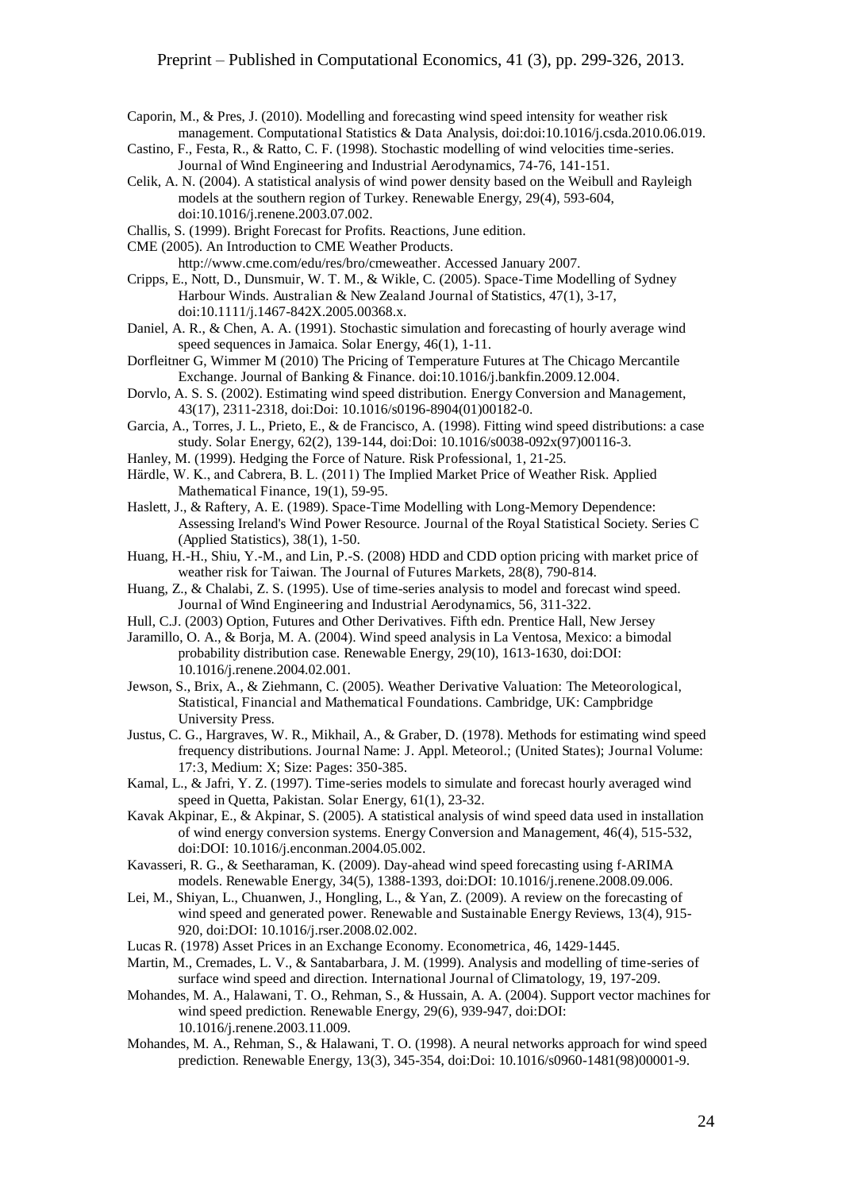Caporin, M., & Pres, J. (2010). Modelling and forecasting wind speed intensity for weather risk management. Computational Statistics & Data Analysis, doi:doi:10.1016/j.csda.2010.06.019.

Castino, F., Festa, R., & Ratto, C. F. (1998). Stochastic modelling of wind velocities time-series. Journal of Wind Engineering and Industrial Aerodynamics, 74-76, 141-151.

Celik, A. N. (2004). A statistical analysis of wind power density based on the Weibull and Rayleigh models at the southern region of Turkey. Renewable Energy, 29(4), 593-604, doi:10.1016/j.renene.2003.07.002.

Challis, S. (1999). Bright Forecast for Profits. Reactions, June edition.

CME (2005). An Introduction to CME Weather Products. http://www.cme.com/edu/res/bro/cmeweather. Accessed January 2007.

Cripps, E., Nott, D., Dunsmuir, W. T. M., & Wikle, C. (2005). Space-Time Modelling of Sydney Harbour Winds. Australian & New Zealand Journal of Statistics, 47(1), 3-17, doi:10.1111/j.1467-842X.2005.00368.x.

Daniel, A. R., & Chen, A. A. (1991). Stochastic simulation and forecasting of hourly average wind speed sequences in Jamaica. Solar Energy, 46(1), 1-11.

Dorfleitner G, Wimmer M (2010) The Pricing of Temperature Futures at The Chicago Mercantile Exchange. Journal of Banking & Finance. doi:10.1016/j.bankfin.2009.12.004.

Dorvlo, A. S. S. (2002). Estimating wind speed distribution. Energy Conversion and Management, 43(17), 2311-2318, doi:Doi: 10.1016/s0196-8904(01)00182-0.

Garcia, A., Torres, J. L., Prieto, E., & de Francisco, A. (1998). Fitting wind speed distributions: a case study. Solar Energy, 62(2), 139-144, doi:Doi: 10.1016/s0038-092x(97)00116-3.

Hanley, M. (1999). Hedging the Force of Nature. Risk Professional, 1, 21-25.

Härdle, W. K., and Cabrera, B. L. (2011) The Implied Market Price of Weather Risk. Applied Mathematical Finance, 19(1), 59-95.

Haslett, J., & Raftery, A. E. (1989). Space-Time Modelling with Long-Memory Dependence: Assessing Ireland's Wind Power Resource. Journal of the Royal Statistical Society. Series C (Applied Statistics), 38(1), 1-50.

Huang, H.-H., Shiu, Y.-M., and Lin, P.-S. (2008) HDD and CDD option pricing with market price of weather risk for Taiwan. The Journal of Futures Markets, 28(8), 790-814.

Huang, Z., & Chalabi, Z. S. (1995). Use of time-series analysis to model and forecast wind speed. Journal of Wind Engineering and Industrial Aerodynamics, 56, 311-322.

Hull, C.J. (2003) Option, Futures and Other Derivatives. Fifth edn. Prentice Hall, New Jersey

Jaramillo, O. A., & Borja, M. A. (2004). Wind speed analysis in La Ventosa, Mexico: a bimodal probability distribution case. Renewable Energy, 29(10), 1613-1630, doi:DOI: 10.1016/j.renene.2004.02.001.

Jewson, S., Brix, A., & Ziehmann, C. (2005). Weather Derivative Valuation: The Meteorological, Statistical, Financial and Mathematical Foundations. Cambridge, UK: Campbridge University Press.

Justus, C. G., Hargraves, W. R., Mikhail, A., & Graber, D. (1978). Methods for estimating wind speed frequency distributions. Journal Name: J. Appl. Meteorol.; (United States); Journal Volume: 17:3, Medium: X; Size: Pages: 350-385.

Kamal, L., & Jafri, Y. Z. (1997). Time-series models to simulate and forecast hourly averaged wind speed in Quetta, Pakistan. Solar Energy, 61(1), 23-32.

Kavak Akpinar, E., & Akpinar, S. (2005). A statistical analysis of wind speed data used in installation of wind energy conversion systems. Energy Conversion and Management, 46(4), 515-532, doi:DOI: 10.1016/j.enconman.2004.05.002.

Kavasseri, R. G., & Seetharaman, K. (2009). Day-ahead wind speed forecasting using f-ARIMA models. Renewable Energy, 34(5), 1388-1393, doi:DOI: 10.1016/j.renene.2008.09.006.

Lei, M., Shiyan, L., Chuanwen, J., Hongling, L., & Yan, Z. (2009). A review on the forecasting of wind speed and generated power. Renewable and Sustainable Energy Reviews, 13(4), 915-920, doi:DOI: 10.1016/j.rser.2008.02.002.

Lucas R. (1978) Asset Prices in an Exchange Economy. Econometrica, 46, 1429-1445.

Martin, M., Cremades, L. V., & Santabarbara, J. M. (1999). Analysis and modelling of time-series of surface wind speed and direction. International Journal of Climatology, 19, 197-209.

Mohandes, M. A., Halawani, T. O., Rehman, S., & Hussain, A. A. (2004). Support vector machines for wind speed prediction. Renewable Energy, 29(6), 939-947, doi:DOI: 10.1016/j.renene.2003.11.009.

Mohandes, M. A., Rehman, S., & Halawani, T. O. (1998). A neural networks approach for wind speed prediction. Renewable Energy, 13(3), 345-354, doi:Doi: 10.1016/s0960-1481(98)00001-9.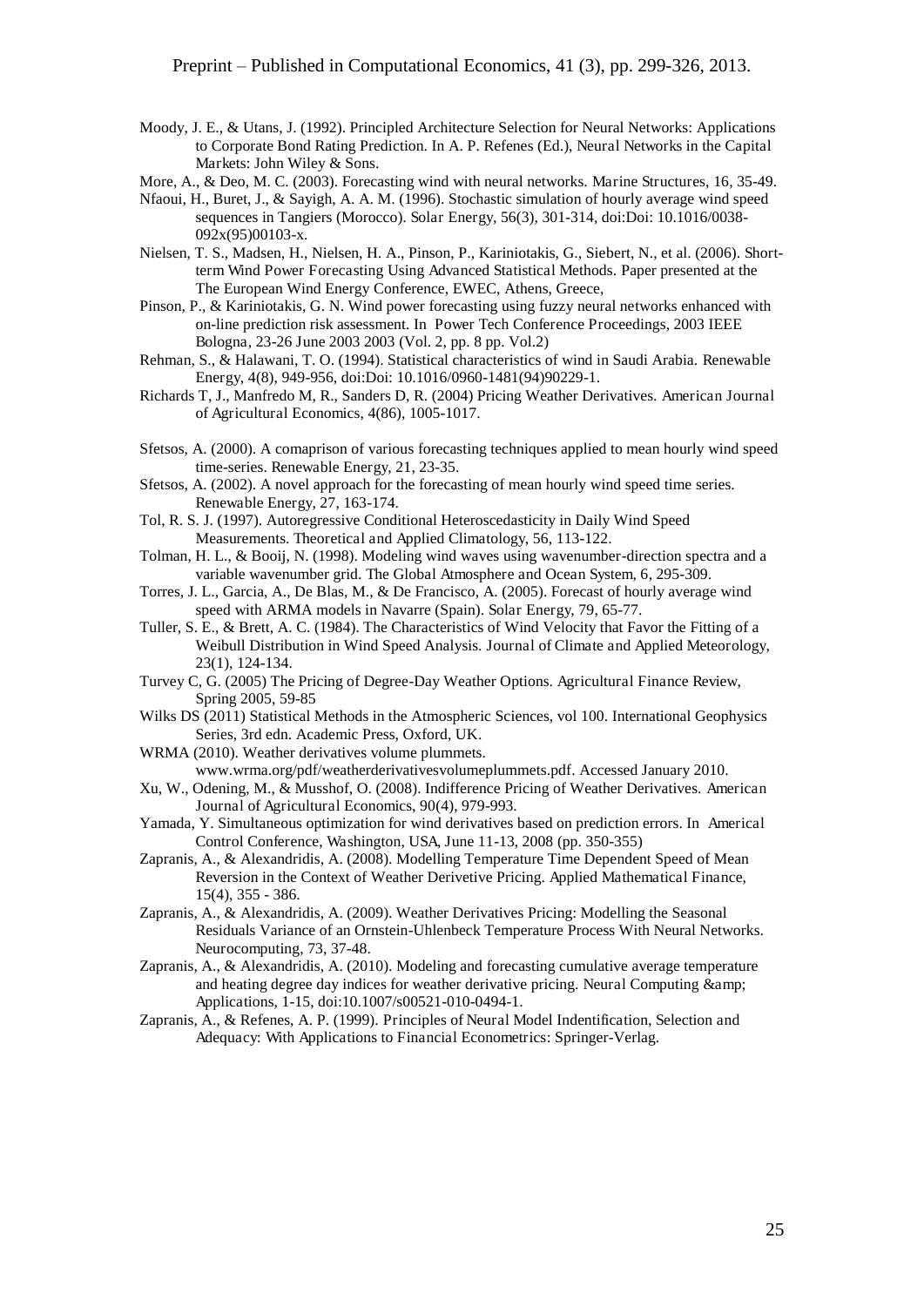Moody, J. E., & Utans, J. (1992). Principled Architecture Selection for Neural Networks: Applications to Corporate Bond Rating Prediction. In A. P. Refenes (Ed.), Neural Networks in the Capital Markets: John Wiley & Sons.

More, A., & Deo, M. C. (2003). Forecasting wind with neural networks. Marine Structures, 16, 35-49.

Nfaoui, H., Buret, J., & Sayigh, A. A. M. (1996). Stochastic simulation of hourly average wind speed sequences in Tangiers (Morocco). Solar Energy, 56(3), 301-314, doi:Doi: 10.1016/0038-092x(95)00103-x.

Nielsen, T. S., Madsen, H., Nielsen, H. A., Pinson, P., Kariniotakis, G., Siebert, N., et al. (2006). Short-term Wind Power Forecasting Using Advanced Statistical Methods. Paper presented at the The European Wind Energy Conference, EWEC, Athens, Greece,

Pinson, P., & Kariniotakis, G. N. Wind power forecasting using fuzzy neural networks enhanced with on-line prediction risk assessment. In Power Tech Conference Proceedings, 2003 IEEE Bologna, 23-26 June 2003 2003 (Vol. 2, pp. 8 pp. Vol.2)

Rehman, S., & Halawani, T. O. (1994). Statistical characteristics of wind in Saudi Arabia. Renewable Energy, 4(8), 949-956, doi:Doi: 10.1016/0960-1481(94)90229-1.

Richards T, J., Manfredo M, R., Sanders D, R. (2004) Pricing Weather Derivatives. American Journal of Agricultural Economics, 4(86), 1005-1017.

Sfetsos, A. (2000). A comaprison of various forecasting techniques applied to mean hourly wind speed time-series. Renewable Energy, 21, 23-35.

Sfetsos, A. (2002). A novel approach for the forecasting of mean hourly wind speed time series. Renewable Energy, 27, 163-174.

Tol, R. S. J. (1997). Autoregressive Conditional Heteroscedasticity in Daily Wind Speed Measurements. Theoretical and Applied Climatology, 56, 113-122.

Tolman, H. L., & Booij, N. (1998). Modeling wind waves using wavenumber-direction spectra and a variable wavenumber grid. The Global Atmosphere and Ocean System, 6, 295-309.

Torres, J. L., Garcia, A., De Blas, M., & De Francisco, A. (2005). Forecast of hourly average wind speed with ARMA models in Navarre (Spain). Solar Energy, 79, 65-77.

Tuller, S. E., & Brett, A. C. (1984). The Characteristics of Wind Velocity that Favor the Fitting of a Weibull Distribution in Wind Speed Analysis. Journal of Climate and Applied Meteorology, 23(1), 124-134.

Turvey C, G. (2005) The Pricing of Degree-Day Weather Options. Agricultural Finance Review, Spring 2005, 59-85

Wilks DS (2011) Statistical Methods in the Atmospheric Sciences, vol 100. International Geophysics Series, 3rd edn. Academic Press, Oxford, UK.

WRMA (2010). Weather derivatives volume plummets. www.wrma.org/pdf/weatherderivativesvolumeplummets.pdf. Accessed January 2010.

Xu, W., Odening, M., & Musshof, O. (2008). Indifference Pricing of Weather Derivatives. American Journal of Agricultural Economics, 90(4), 979-993.

Yamada, Y. Simultaneous optimization for wind derivatives based on prediction errors. In Americal Control Conference, Washington, USA, June 11-13, 2008 (pp. 350-355)

Zapranis, A., & Alexandridis, A. (2008). Modelling Temperature Time Dependent Speed of Mean Reversion in the Context of Weather Derivetive Pricing. Applied Mathematical Finance, 15(4), 355 - 386.

Zapranis, A., & Alexandridis, A. (2009). Weather Derivatives Pricing: Modelling the Seasonal Residuals Variance of an Ornstein-Uhlenbeck Temperature Process With Neural Networks. Neurocomputing, 73, 37-48.

Zapranis, A., & Alexandridis, A. (2010). Modeling and forecasting cumulative average temperature and heating degree day indices for weather derivative pricing. Neural Computing &amp; Applications, 1-15, doi:10.1007/s00521-010-0494-1.

Zapranis, A., & Refenes, A. P. (1999). Principles of Neural Model Indentification, Selection and Adequacy: With Applications to Financial Econometrics: Springer-Verlag.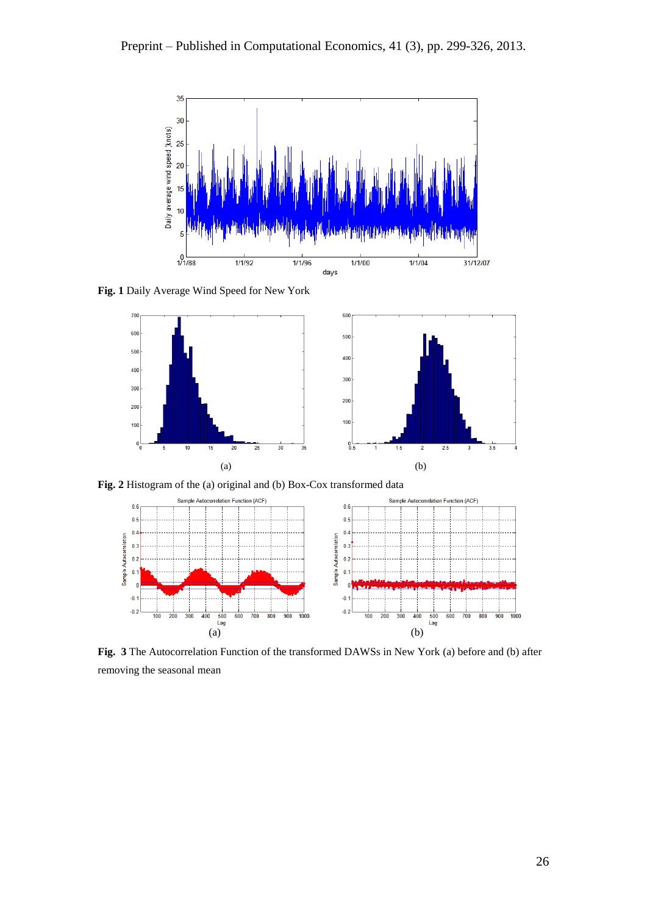**Fig. 1** Daily Average Wind Speed for New York

**Fig. 2** Histogram of the (a) original and (b) Box-Cox transformed data

**Fig. 3** The Autocorrelation Function of the transformed DAWSs in New York (a) before and (b) after removing the seasonal mean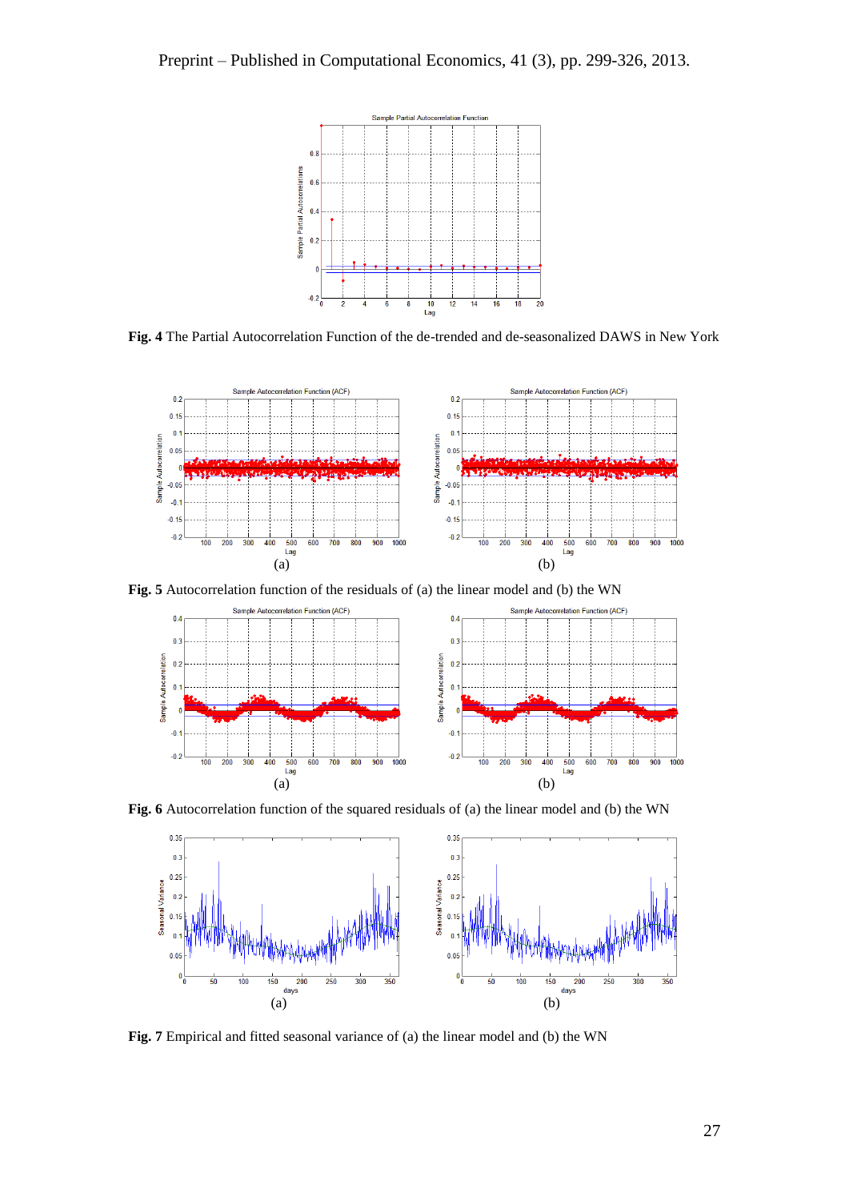**Fig. 4** The Partial Autocorrelation Function of the de-trended and de-seasonalized DAWS in New York

**Fig. 5** Autocorrelation function of the residuals of (a) the linear model and (b) the WN

**Fig. 6** Autocorrelation function of the squared residuals of (a) the linear model and (b) the WN

**Fig. 7** Empirical and fitted seasonal variance of (a) the linear model and (b) the WN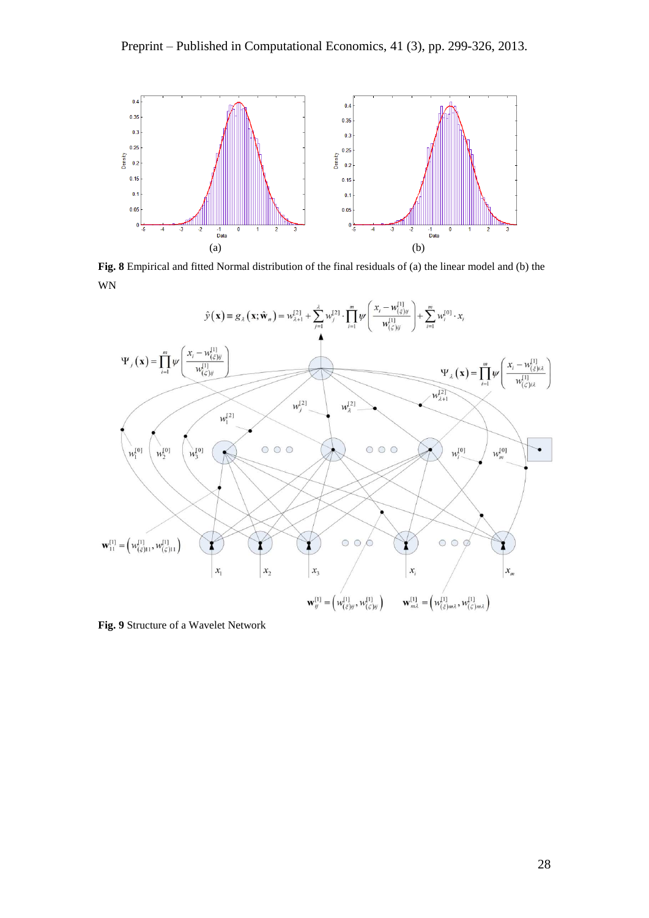**Fig. 8** Empirical and fitted Normal distribution of the final residuals of (a) the linear model and (b) the WN

**Fig. 9** Structure of a Wavelet Network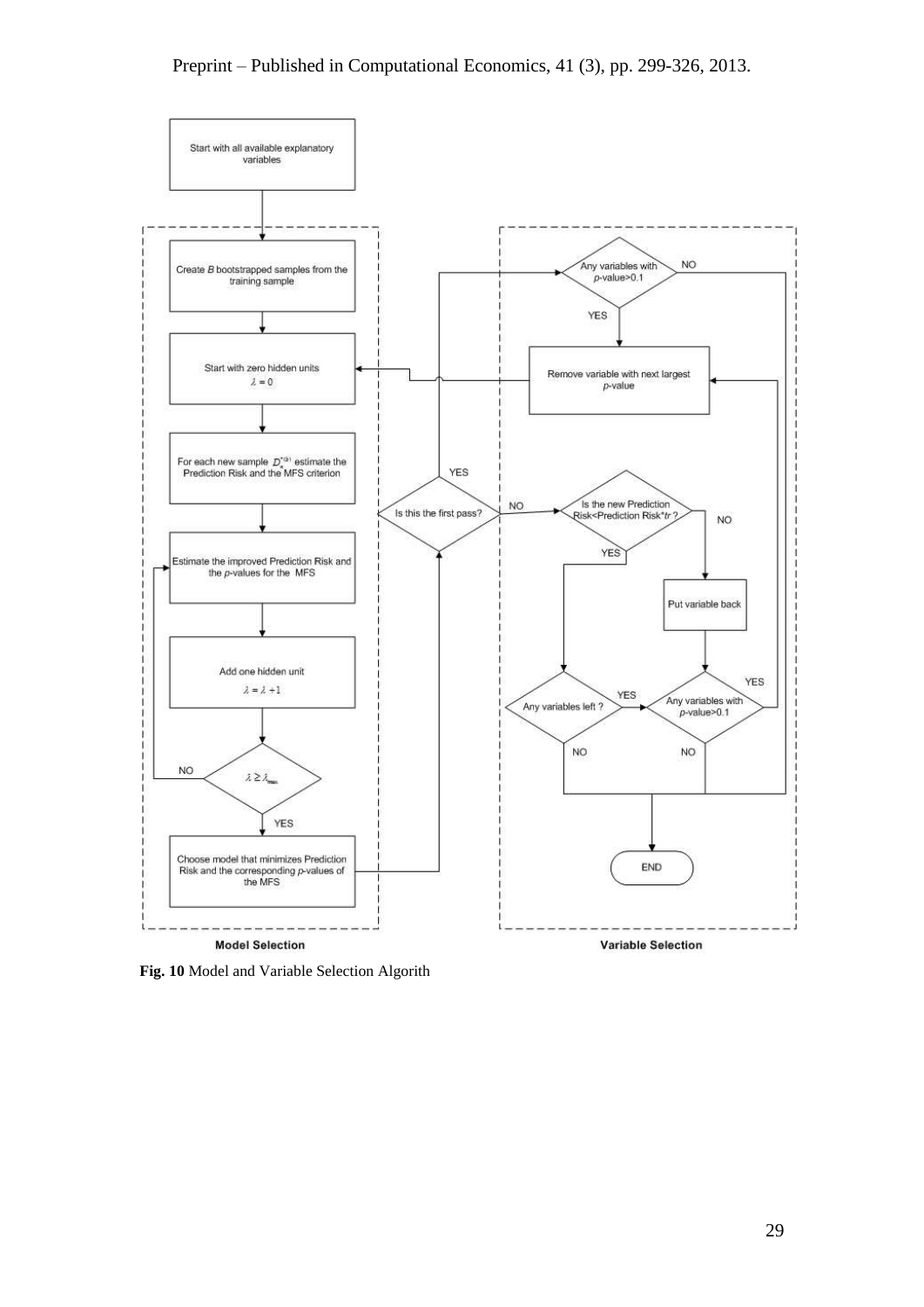Start with all available explanatory variables

**Model Selection**

- Create $B$ bootstrapped samples from the training sample
- Start with zero hidden units $\lambda = 0$
- For each new sample $D_*^{*(b)}$ estimate the Prediction Risk and the MFS criterion
- Estimate the improved Prediction Risk and the $p$-values for the MFS
- Add one hidden unit $\lambda = \lambda + 1$
- $\lambda \geq \lambda_{max}$ (NO / YES)
- Choose model that minimizes Prediction Risk and the corresponding $p$-values of the MFS

Is this the first pass? (YES / NO)

**Variable Selection**

- Any variables with $p$-value>0.1 (YES / NO)
- Remove variable with next largest $p$-value
- Is the new Prediction Risk<Prediction Risk*$tr$ ? (YES / NO)
- Put variable back
- Any variables left ? (YES / NO)
- Any variables with $p$-value>0.1 (YES / NO)
- END

**Fig. 10** Model and Variable Selection Algorith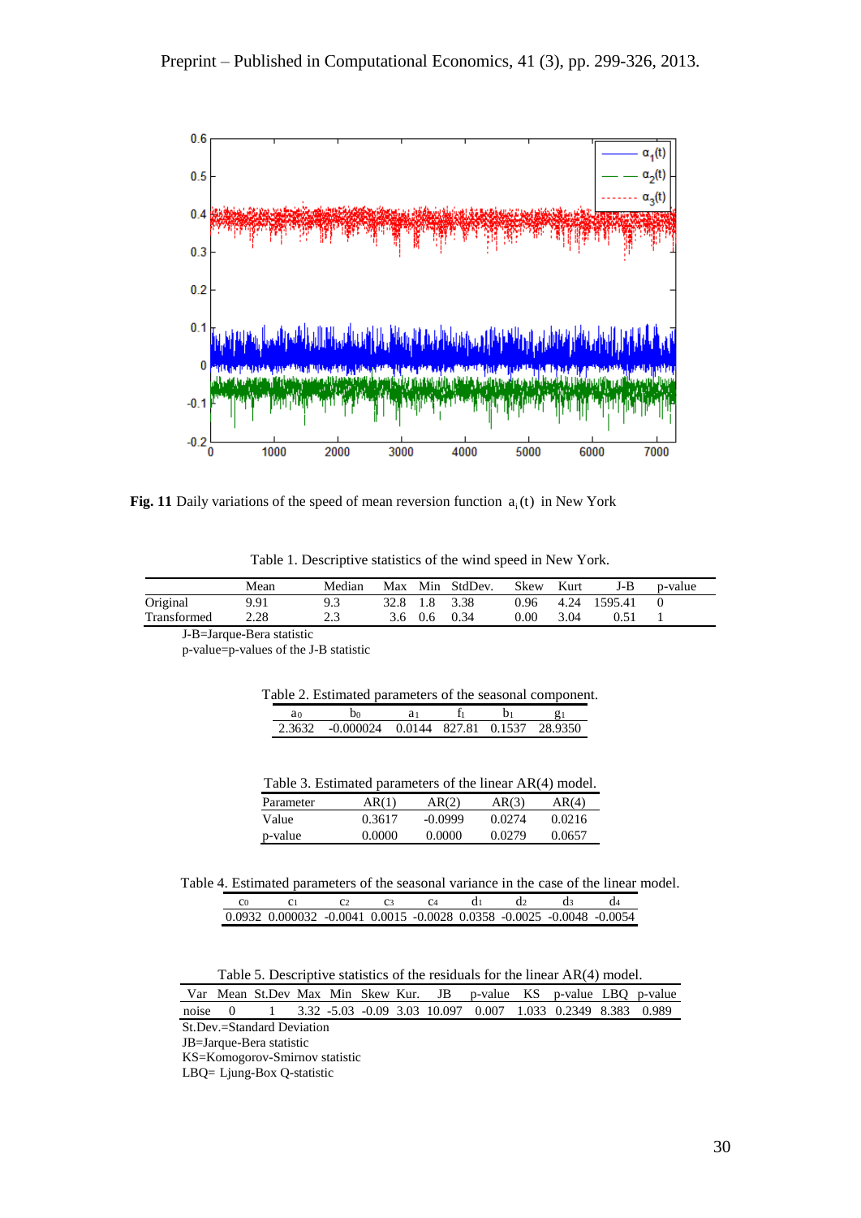**Fig. 11** Daily variations of the speed of mean reversion function $a_i(t)$ in New York

Table 1. Descriptive statistics of the wind speed in New York.

| | Mean | Median | Max | Min | StdDev. | Skew | Kurt | J-B | p-value |
|---|---|---|---|---|---|---|---|---|---|
| Original | 9.91 | 9.3 | 32.8 | 1.8 | 3.38 | 0.96 | 4.24 | 1595.41 | 0 |
| Transformed | 2.28 | 2.3 | 3.6 | 0.6 | 0.34 | 0.00 | 3.04 | 0.51 | 1 |

J-B=Jarque-Bera statistic

p-value=p-values of the J-B statistic

Table 2. Estimated parameters of the seasonal component.

| $a_0$ | $b_0$ | $a_1$ | $f_1$ | $b_1$ | $g_1$ |
|---|---|---|---|---|---|
| 2.3632 | -0.000024 | 0.0144 | 827.81 | 0.1537 | 28.9350 |

Table 3. Estimated parameters of the linear AR(4) model.

| Parameter | AR(1) | AR(2) | AR(3) | AR(4) |
|---|---|---|---|---|
| Value | 0.3617 | -0.0999 | 0.0274 | 0.0216 |
| p-value | 0.0000 | 0.0000 | 0.0279 | 0.0657 |

Table 4. Estimated parameters of the seasonal variance in the case of the linear model.

| $c_0$ | $c_1$ | $c_2$ | $c_3$ | $c_4$ | $d_1$ | $d_2$ | $d_3$ | $d_4$ |
|---|---|---|---|---|---|---|---|---|
| 0.0932 | 0.000032 | -0.0041 | 0.0015 | -0.0028 | 0.0358 | -0.0025 | -0.0048 | -0.0054 |

Table 5. Descriptive statistics of the residuals for the linear AR(4) model.

| Var | Mean | St.Dev | Max | Min | Skew | Kur. | JB | p-value | KS | p-value | LBQ | p-value |
|---|---|---|---|---|---|---|---|---|---|---|---|---|
| noise | 0 | 1 | 3.32 | -5.03 | -0.09 | 3.03 | 10.097 | 0.007 | 1.033 | 0.2349 | 8.383 | 0.989 |

St.Dev.=Standard Deviation

JB=Jarque-Bera statistic

KS=Komogorov-Smirnov statistic

LBQ= Ljung-Box Q-statistic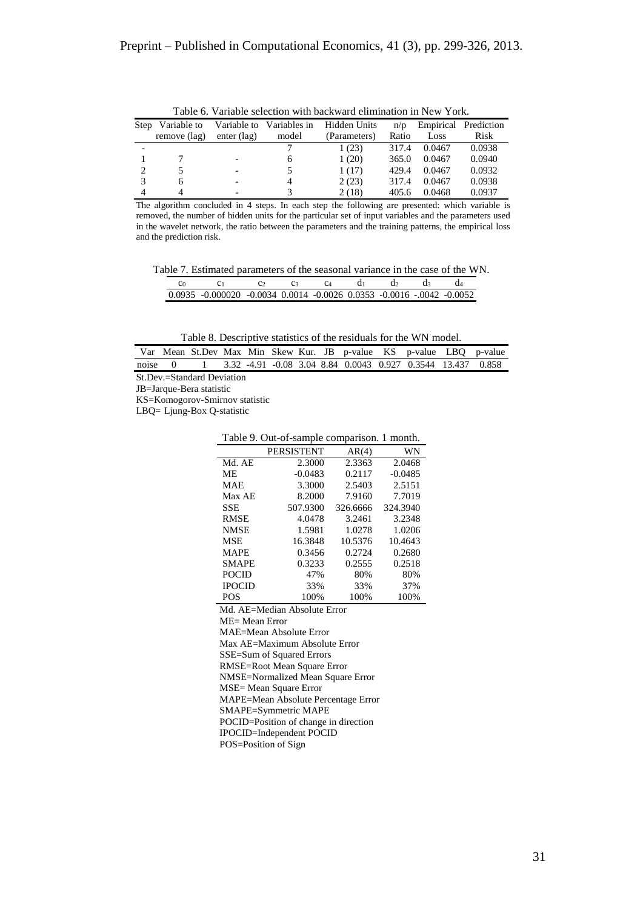Table 6. Variable selection with backward elimination in New York.

| Step | Variable to remove (lag) | Variable to enter (lag) | Variables in model | Hidden Units (Parameters) | n/p Ratio | Empirical Loss | Prediction Risk |
|---|---|---|---|---|---|---|---|
| - | | | 7 | 1 (23) | 317.4 | 0.0467 | 0.0938 |
| 1 | 7 | - | 6 | 1 (20) | 365.0 | 0.0467 | 0.0940 |
| 2 | 5 | - | 5 | 1 (17) | 429.4 | 0.0467 | 0.0932 |
| 3 | 6 | - | 4 | 2 (23) | 317.4 | 0.0467 | 0.0938 |
| 4 | 4 | - | 3 | 2 (18) | 405.6 | 0.0468 | 0.0937 |

The algorithm concluded in 4 steps. In each step the following are presented: which variable is removed, the number of hidden units for the particular set of input variables and the parameters used in the wavelet network, the ratio between the parameters and the training patterns, the empirical loss and the prediction risk.

Table 7. Estimated parameters of the seasonal variance in the case of the WN.

| $c_0$ | $c_1$ | $c_2$ | $c_3$ | $c_4$ | $d_1$ | $d_2$ | $d_3$ | $d_4$ |
|---|---|---|---|---|---|---|---|---|
| 0.0935 | -0.000020 | -0.0034 | 0.0014 | -0.0026 | 0.0353 | -0.0016 | -.0042 | -0.0052 |

Table 8. Descriptive statistics of the residuals for the WN model.

| Var | Mean | St.Dev | Max | Min | Skew | Kur. | JB | p-value | KS | p-value | LBQ | p-value |
|---|---|---|---|---|---|---|---|---|---|---|---|---|
| noise | 0 | 1 | 3.32 | -4.91 | -0.08 | 3.04 | 8.84 | 0.0043 | 0.927 | 0.3544 | 13.437 | 0.858 |

St.Dev.=Standard Deviation
JB=Jarque-Bera statistic
KS=Komogorov-Smirnov statistic
LBQ= Ljung-Box Q-statistic

Table 9. Out-of-sample comparison. 1 month.

| | PERSISTENT | AR(4) | WN |
|---|---|---|---|
| Md. AE | 2.3000 | 2.3363 | 2.0468 |
| ME | -0.0483 | 0.2117 | -0.0485 |
| MAE | 3.3000 | 2.5403 | 2.5151 |
| Max AE | 8.2000 | 7.9160 | 7.7019 |
| SSE | 507.9300 | 326.6666 | 324.3940 |
| RMSE | 4.0478 | 3.2461 | 3.2348 |
| NMSE | 1.5981 | 1.0278 | 1.0206 |
| MSE | 16.3848 | 10.5376 | 10.4643 |
| MAPE | 0.3456 | 0.2724 | 0.2680 |
| SMAPE | 0.3233 | 0.2555 | 0.2518 |
| POCID | 47% | 80% | 80% |
| IPOCID | 33% | 33% | 37% |
| POS | 100% | 100% | 100% |

Md. AE=Median Absolute Error
ME= Mean Error
MAE=Mean Absolute Error
Max AE=Maximum Absolute Error
SSE=Sum of Squared Errors
RMSE=Root Mean Square Error
NMSE=Normalized Mean Square Error
MSE= Mean Square Error
MAPE=Mean Absolute Percentage Error
SMAPE=Symmetric MAPE
POCID=Position of change in direction
IPOCID=Independent POCID
POS=Position of Sign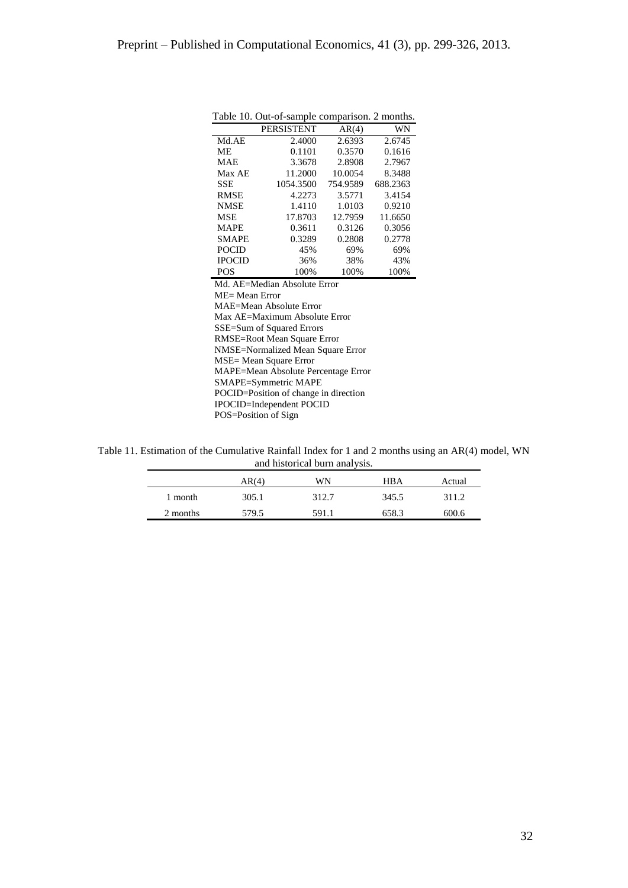Table 10. Out-of-sample comparison. 2 months.

| | PERSISTENT | AR(4) | WN |
|---|---|---|---|
| Md.AE | 2.4000 | 2.6393 | 2.6745 |
| ME | 0.1101 | 0.3570 | 0.1616 |
| MAE | 3.3678 | 2.8908 | 2.7967 |
| Max AE | 11.2000 | 10.0054 | 8.3488 |
| SSE | 1054.3500 | 754.9589 | 688.2363 |
| RMSE | 4.2273 | 3.5771 | 3.4154 |
| NMSE | 1.4110 | 1.0103 | 0.9210 |
| MSE | 17.8703 | 12.7959 | 11.6650 |
| MAPE | 0.3611 | 0.3126 | 0.3056 |
| SMAPE | 0.3289 | 0.2808 | 0.2778 |
| POCID | 45% | 69% | 69% |
| IPOCID | 36% | 38% | 43% |
| POS | 100% | 100% | 100% |

Md. AE=Median Absolute Error
ME= Mean Error
MAE=Mean Absolute Error
Max AE=Maximum Absolute Error
SSE=Sum of Squared Errors
RMSE=Root Mean Square Error
NMSE=Normalized Mean Square Error
MSE= Mean Square Error
MAPE=Mean Absolute Percentage Error
SMAPE=Symmetric MAPE
POCID=Position of change in direction
IPOCID=Independent POCID
POS=Position of Sign

Table 11. Estimation of the Cumulative Rainfall Index for 1 and 2 months using an AR(4) model, WN and historical burn analysis.

| | AR(4) | WN | HBA | Actual |
|---|---|---|---|---|
| 1 month | 305.1 | 312.7 | 345.5 | 311.2 |
| 2 months | 579.5 | 591.1 | 658.3 | 600.6 |